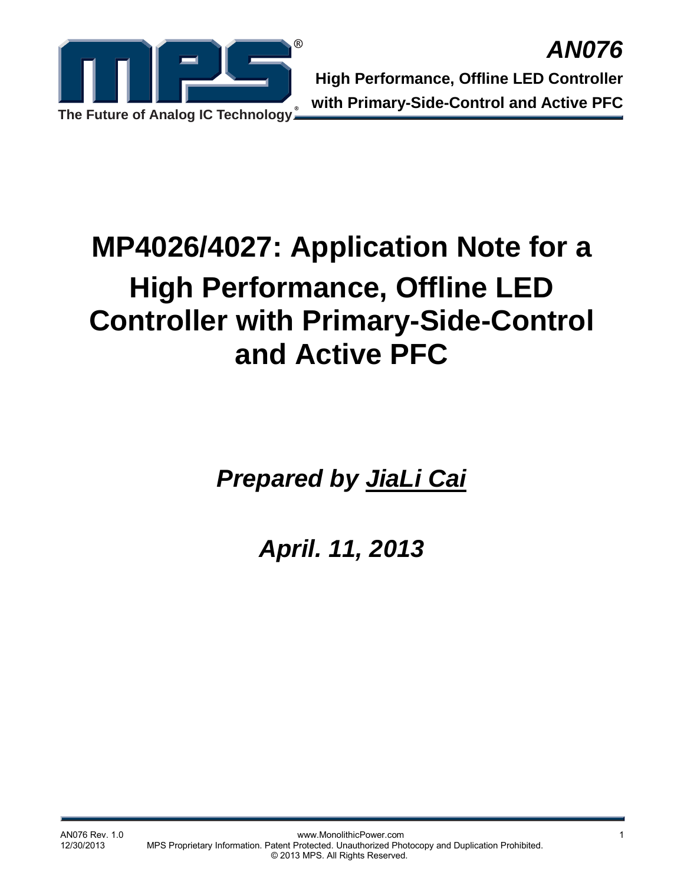# MP4026/4027: Application Note for a High Performance, Offline LED Controller with Primary-Side-Control and Active PFC

***Prepared by JiaLi Cai***

***April. 11, 2013***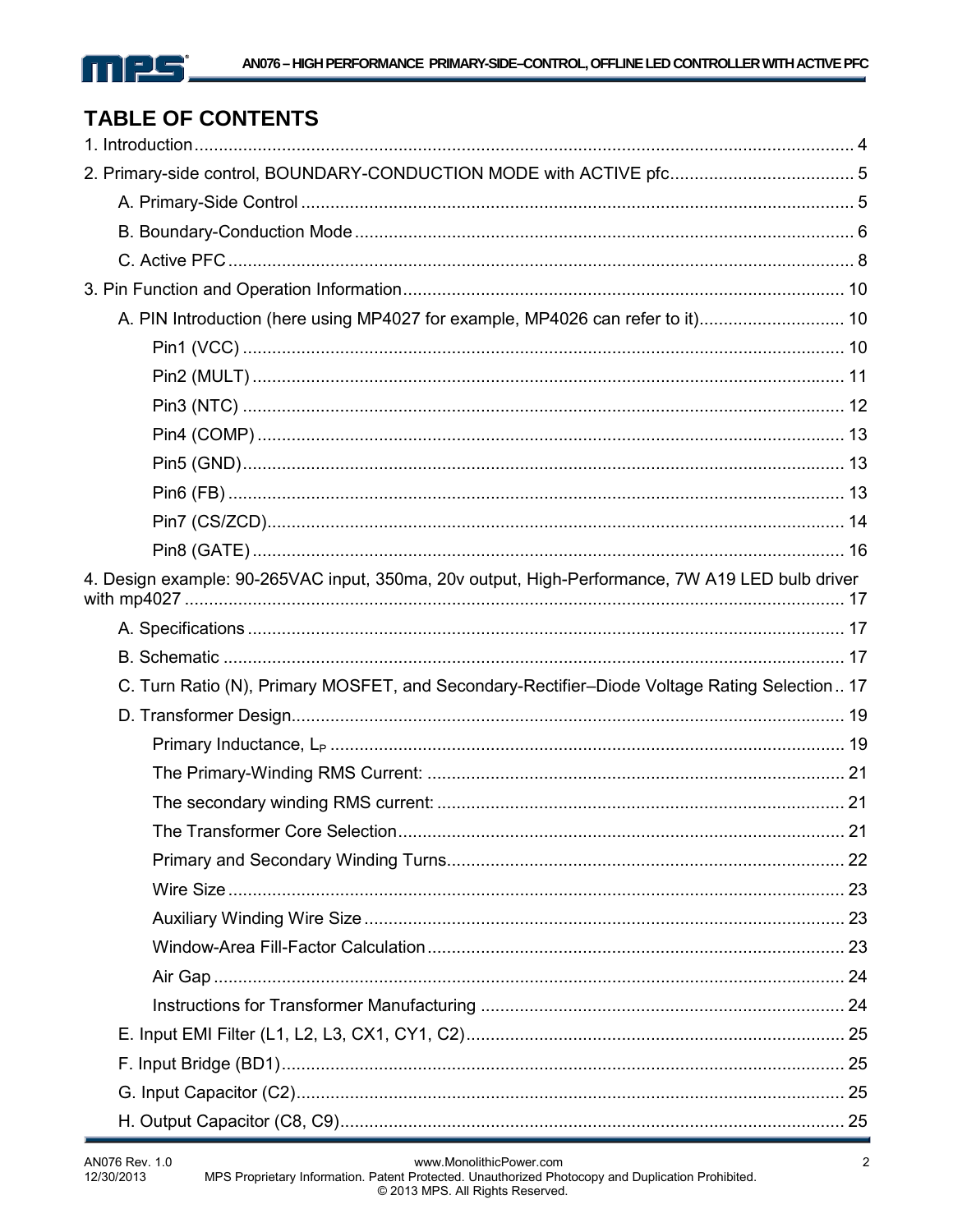# TABLE OF CONTENTS

1. Introduction ........................................................................ 4

2. Primary-side control, BOUNDARY-CONDUCTION MODE with ACTIVE pfc ........................................................................ 5

    A. Primary-Side Control ........................................................................ 5

    B. Boundary-Conduction Mode ........................................................................ 6

    C. Active PFC ........................................................................ 8

3. Pin Function and Operation Information ........................................................................ 10

    A. PIN Introduction (here using MP4027 for example, MP4026 can refer to it) ........................................................................ 10

        Pin1 (VCC) ........................................................................ 10

        Pin2 (MULT) ........................................................................ 11

        Pin3 (NTC) ........................................................................ 12

        Pin4 (COMP) ........................................................................ 13

        Pin5 (GND) ........................................................................ 13

        Pin6 (FB) ........................................................................ 13

        Pin7 (CS/ZCD) ........................................................................ 14

        Pin8 (GATE) ........................................................................ 16

4. Design example: 90-265VAC input, 350ma, 20v output, High-Performance, 7W A19 LED bulb driver with mp4027 ........................................................................ 17

    A. Specifications ........................................................................ 17

    B. Schematic ........................................................................ 17

    C. Turn Ratio (N), Primary MOSFET, and Secondary-Rectifier–Diode Voltage Rating Selection .. 17

    D. Transformer Design ........................................................................ 19

        Primary Inductance, $L_P$ ........................................................................ 19

        The Primary-Winding RMS Current: ........................................................................ 21

        The secondary winding RMS current: ........................................................................ 21

        The Transformer Core Selection ........................................................................ 21

        Primary and Secondary Winding Turns ........................................................................ 22

        Wire Size ........................................................................ 23

        Auxiliary Winding Wire Size ........................................................................ 23

        Window-Area Fill-Factor Calculation ........................................................................ 23

        Air Gap ........................................................................ 24

        Instructions for Transformer Manufacturing ........................................................................ 24

    E. Input EMI Filter (L1, L2, L3, CX1, CY1, C2) ........................................................................ 25

    F. Input Bridge (BD1) ........................................................................ 25

    G. Input Capacitor (C2) ........................................................................ 25

    H. Output Capacitor (C8, C9) ........................................................................ 25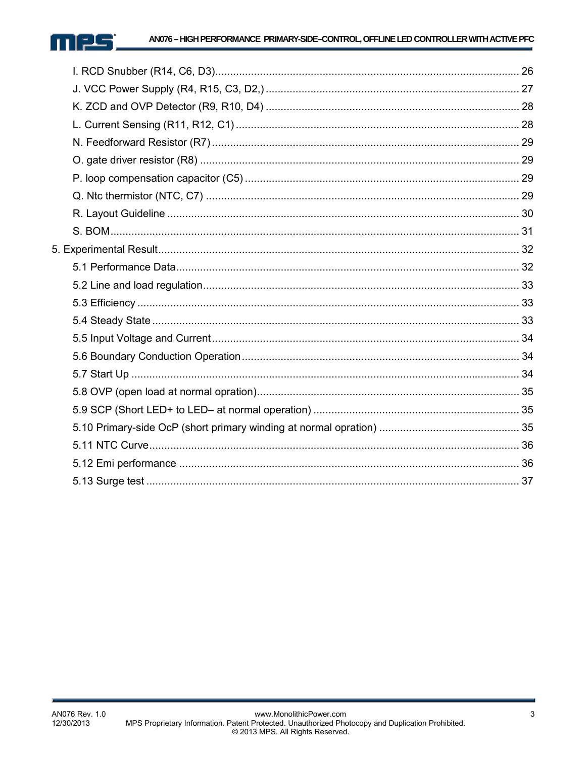I. RCD Snubber (R14, C6, D3) ...................................................................................................... 26

J. VCC Power Supply (R4, R15, C3, D2,) ...................................................................................... 27

K. ZCD and OVP Detector (R9, R10, D4) ..................................................................................... 28

L. Current Sensing (R11, R12, C1) ................................................................................................ 28

N. Feedforward Resistor (R7) ........................................................................................................ 29

O. gate driver resistor (R8) ............................................................................................................ 29

P. loop compensation capacitor (C5) ............................................................................................. 29

Q. Ntc thermistor (NTC, C7) .......................................................................................................... 29

R. Layout Guideline ....................................................................................................................... 30

S. BOM .......................................................................................................................................... 31

5. Experimental Result .......................................................................................................................... 32

5.1 Performance Data .................................................................................................................... 32

5.2 Line and load regulation ........................................................................................................... 33

5.3 Efficiency .................................................................................................................................. 33

5.4 Steady State ............................................................................................................................. 33

5.5 Input Voltage and Current ......................................................................................................... 34

5.6 Boundary Conduction Operation .............................................................................................. 34

5.7 Start Up .................................................................................................................................... 34

5.8 OVP (open load at normal opration) ......................................................................................... 35

5.9 SCP (Short LED+ to LED– at normal operation) ..................................................................... 35

5.10 Primary-side OcP (short primary winding at normal opration) ................................................ 35

5.11 NTC Curve .............................................................................................................................. 36

5.12 Emi performance ................................................................................................................... 36

5.13 Surge test .............................................................................................................................. 37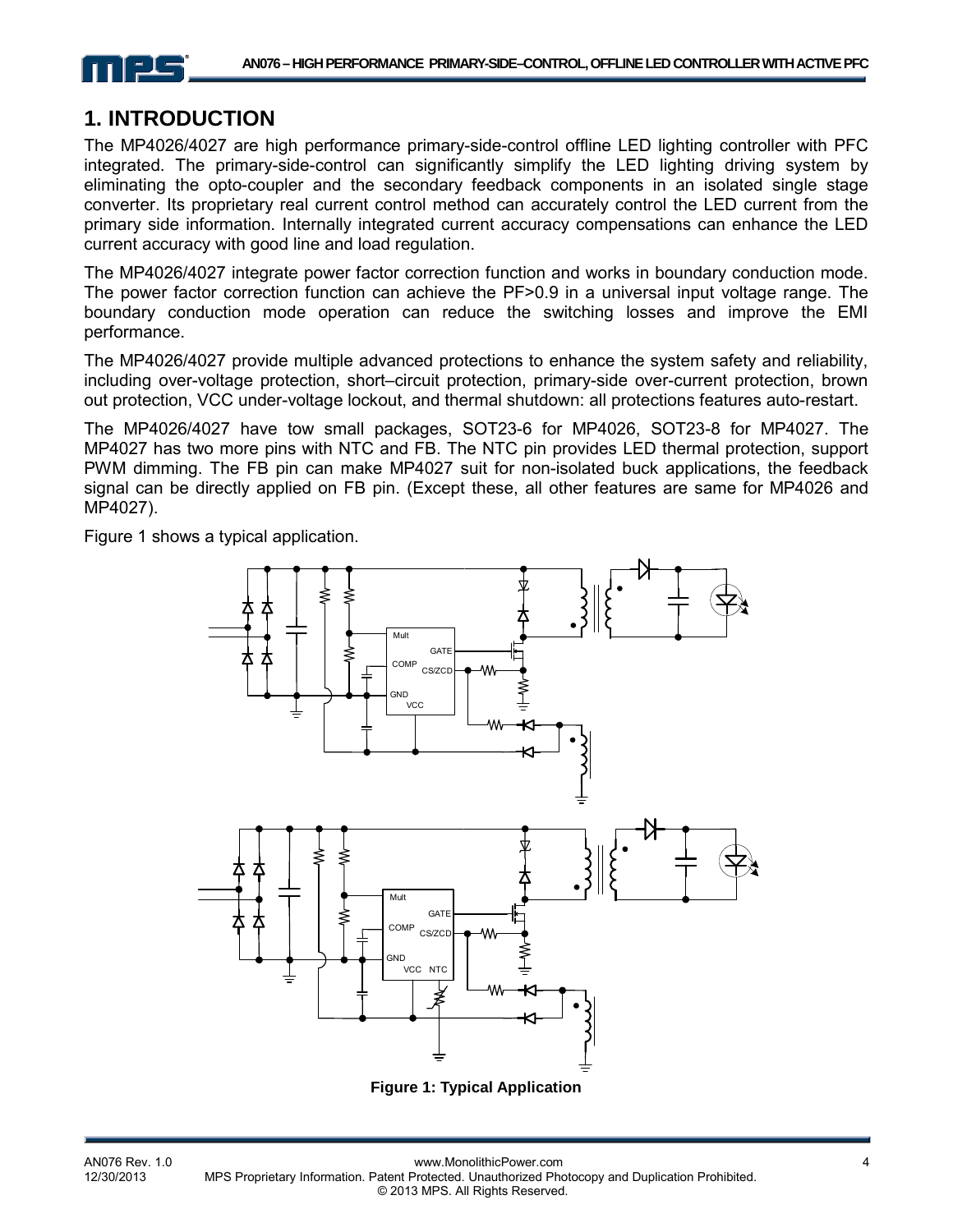# 1. INTRODUCTION

The MP4026/4027 are high performance primary-side-control offline LED lighting controller with PFC integrated. The primary-side-control can significantly simplify the LED lighting driving system by eliminating the opto-coupler and the secondary feedback components in an isolated single stage converter. Its proprietary real current control method can accurately control the LED current from the primary side information. Internally integrated current accuracy compensations can enhance the LED current accuracy with good line and load regulation.

The MP4026/4027 integrate power factor correction function and works in boundary conduction mode. The power factor correction function can achieve the PF>0.9 in a universal input voltage range. The boundary conduction mode operation can reduce the switching losses and improve the EMI performance.

The MP4026/4027 provide multiple advanced protections to enhance the system safety and reliability, including over-voltage protection, short–circuit protection, primary-side over-current protection, brown out protection, VCC under-voltage lockout, and thermal shutdown: all protections features auto-restart.

The MP4026/4027 have tow small packages, SOT23-6 for MP4026, SOT23-8 for MP4027. The MP4027 has two more pins with NTC and FB. The NTC pin provides LED thermal protection, support PWM dimming. The FB pin can make MP4027 suit for non-isolated buck applications, the feedback signal can be directly applied on FB pin. (Except these, all other features are same for MP4026 and MP4027).

Figure 1 shows a typical application.

**Figure 1: Typical Application**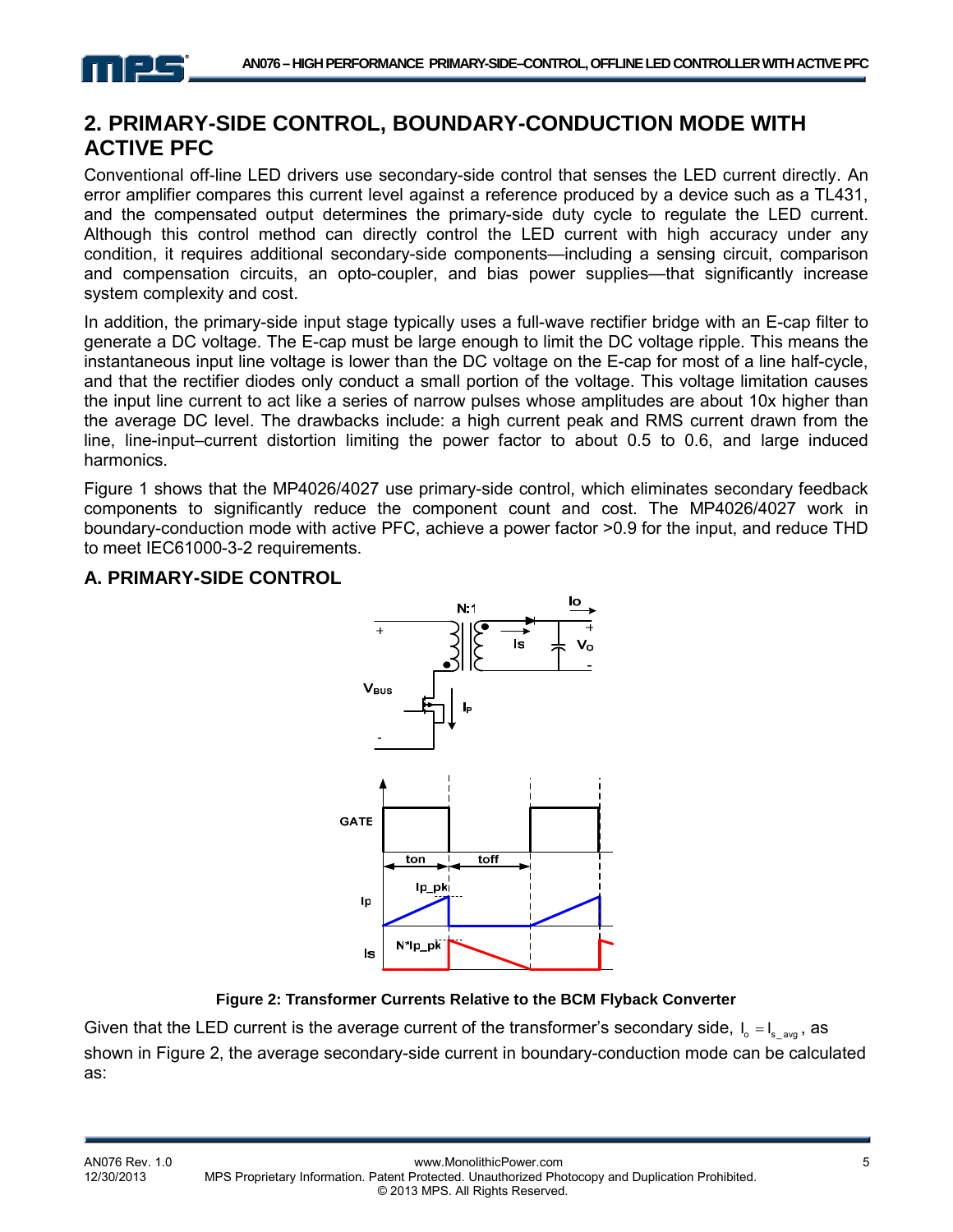## 2. PRIMARY-SIDE CONTROL, BOUNDARY-CONDUCTION MODE WITH ACTIVE PFC

Conventional off-line LED drivers use secondary-side control that senses the LED current directly. An error amplifier compares this current level against a reference produced by a device such as a TL431, and the compensated output determines the primary-side duty cycle to regulate the LED current. Although this control method can directly control the LED current with high accuracy under any condition, it requires additional secondary-side components—including a sensing circuit, comparison and compensation circuits, an opto-coupler, and bias power supplies—that significantly increase system complexity and cost.

In addition, the primary-side input stage typically uses a full-wave rectifier bridge with an E-cap filter to generate a DC voltage. The E-cap must be large enough to limit the DC voltage ripple. This means the instantaneous input line voltage is lower than the DC voltage on the E-cap for most of a line half-cycle, and that the rectifier diodes only conduct a small portion of the voltage. This voltage limitation causes the input line current to act like a series of narrow pulses whose amplitudes are about 10x higher than the average DC level. The drawbacks include: a high current peak and RMS current drawn from the line, line-input–current distortion limiting the power factor to about 0.5 to 0.6, and large induced harmonics.

Figure 1 shows that the MP4026/4027 use primary-side control, which eliminates secondary feedback components to significantly reduce the component count and cost. The MP4026/4027 work in boundary-conduction mode with active PFC, achieve a power factor >0.9 for the input, and reduce THD to meet IEC61000-3-2 requirements.

### A. PRIMARY-SIDE CONTROL

**Figure 2: Transformer Currents Relative to the BCM Flyback Converter**

Given that the LED current is the average current of the transformer's secondary side, $I_o = I_{s\_avg}$, as shown in Figure 2, the average secondary-side current in boundary-conduction mode can be calculated as: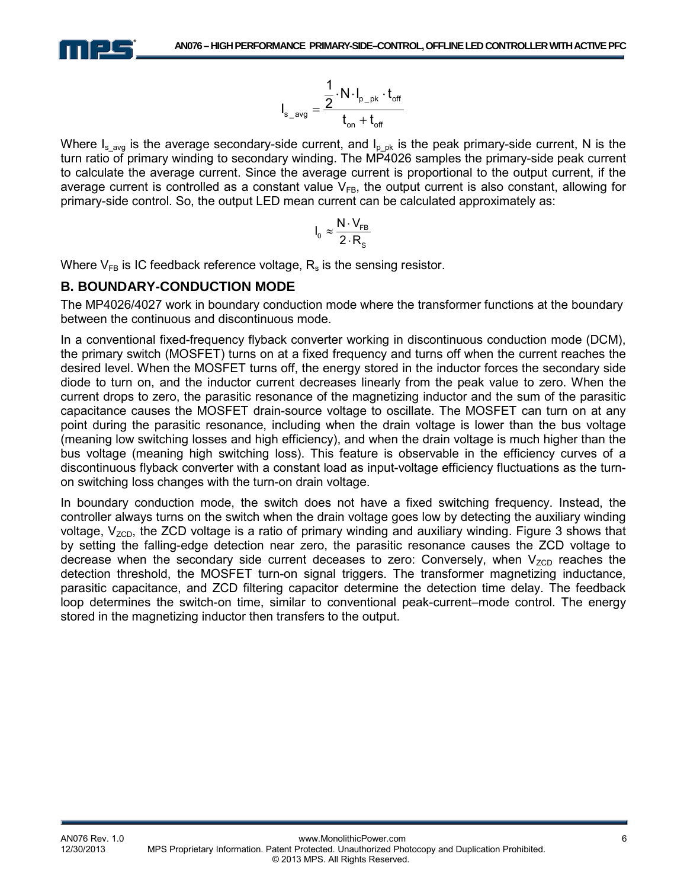$$I_{s\_avg} = \frac{\frac{1}{2} \cdot N \cdot I_{p\_pk} \cdot t_{off}}{t_{on} + t_{off}}$$

Where $I_{s\_avg}$ is the average secondary-side current, and $I_{p\_pk}$ is the peak primary-side current, N is the turn ratio of primary winding to secondary winding. The MP4026 samples the primary-side peak current to calculate the average current. Since the average current is proportional to the output current, if the average current is controlled as a constant value $V_{FB}$, the output current is also constant, allowing for primary-side control. So, the output LED mean current can be calculated approximately as:

$$I_0 \approx \frac{N \cdot V_{FB}}{2 \cdot R_S}$$

Where $V_{FB}$ is IC feedback reference voltage, $R_s$ is the sensing resistor.

## B. BOUNDARY-CONDUCTION MODE

The MP4026/4027 work in boundary conduction mode where the transformer functions at the boundary between the continuous and discontinuous mode.

In a conventional fixed-frequency flyback converter working in discontinuous conduction mode (DCM), the primary switch (MOSFET) turns on at a fixed frequency and turns off when the current reaches the desired level. When the MOSFET turns off, the energy stored in the inductor forces the secondary side diode to turn on, and the inductor current decreases linearly from the peak value to zero. When the current drops to zero, the parasitic resonance of the magnetizing inductor and the sum of the parasitic capacitance causes the MOSFET drain-source voltage to oscillate. The MOSFET can turn on at any point during the parasitic resonance, including when the drain voltage is lower than the bus voltage (meaning low switching losses and high efficiency), and when the drain voltage is much higher than the bus voltage (meaning high switching loss). This feature is observable in the efficiency curves of a discontinuous flyback converter with a constant load as input-voltage efficiency fluctuations as the turn-on switching loss changes with the turn-on drain voltage.

In boundary conduction mode, the switch does not have a fixed switching frequency. Instead, the controller always turns on the switch when the drain voltage goes low by detecting the auxiliary winding voltage, $V_{ZCD}$, the ZCD voltage is a ratio of primary winding and auxiliary winding. Figure 3 shows that by setting the falling-edge detection near zero, the parasitic resonance causes the ZCD voltage to decrease when the secondary side current deceases to zero: Conversely, when $V_{ZCD}$ reaches the detection threshold, the MOSFET turn-on signal triggers. The transformer magnetizing inductance, parasitic capacitance, and ZCD filtering capacitor determine the detection time delay. The feedback loop determines the switch-on time, similar to conventional peak-current–mode control. The energy stored in the magnetizing inductor then transfers to the output.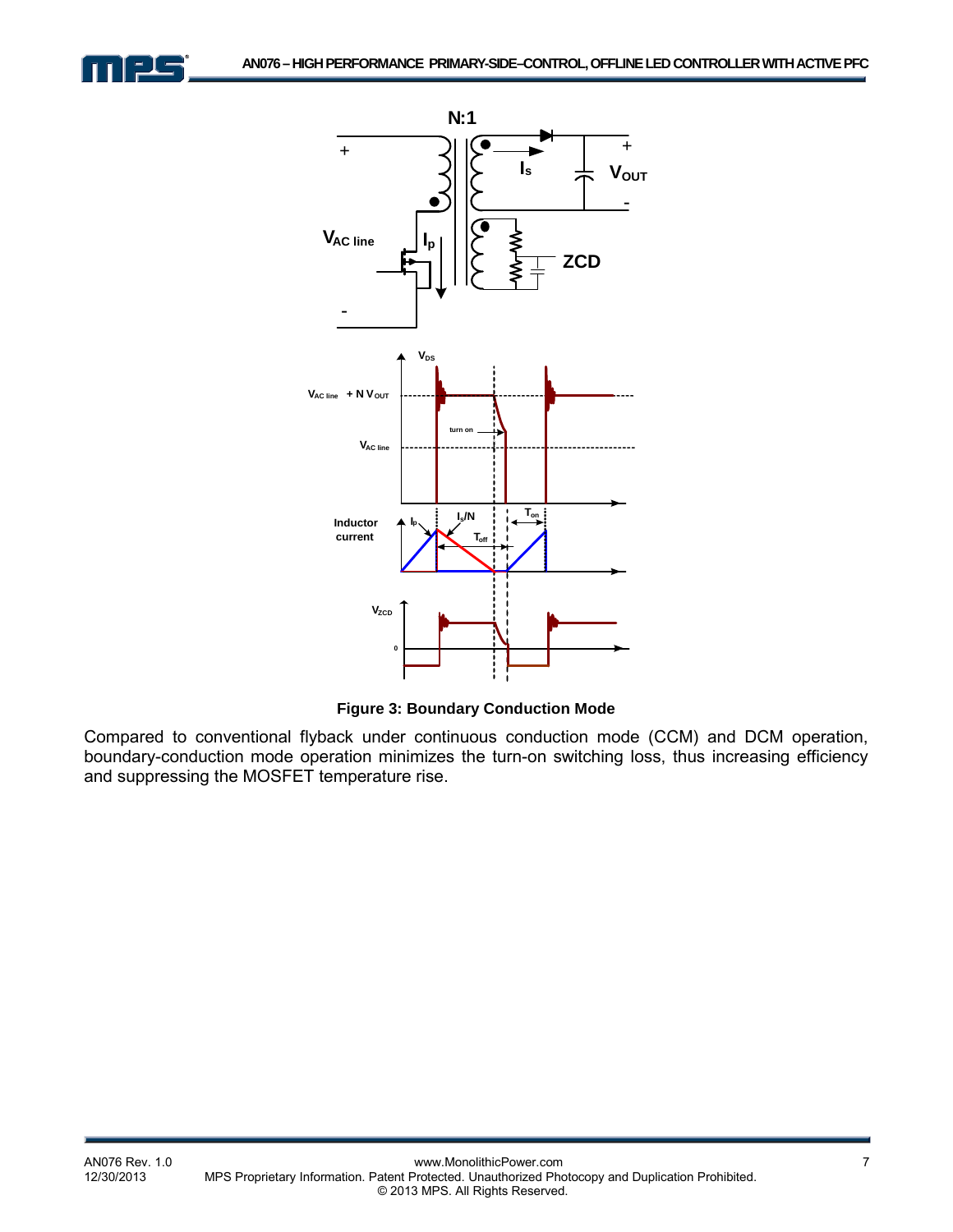**Figure 3: Boundary Conduction Mode**

Compared to conventional flyback under continuous conduction mode (CCM) and DCM operation, boundary-conduction mode operation minimizes the turn-on switching loss, thus increasing efficiency and suppressing the MOSFET temperature rise.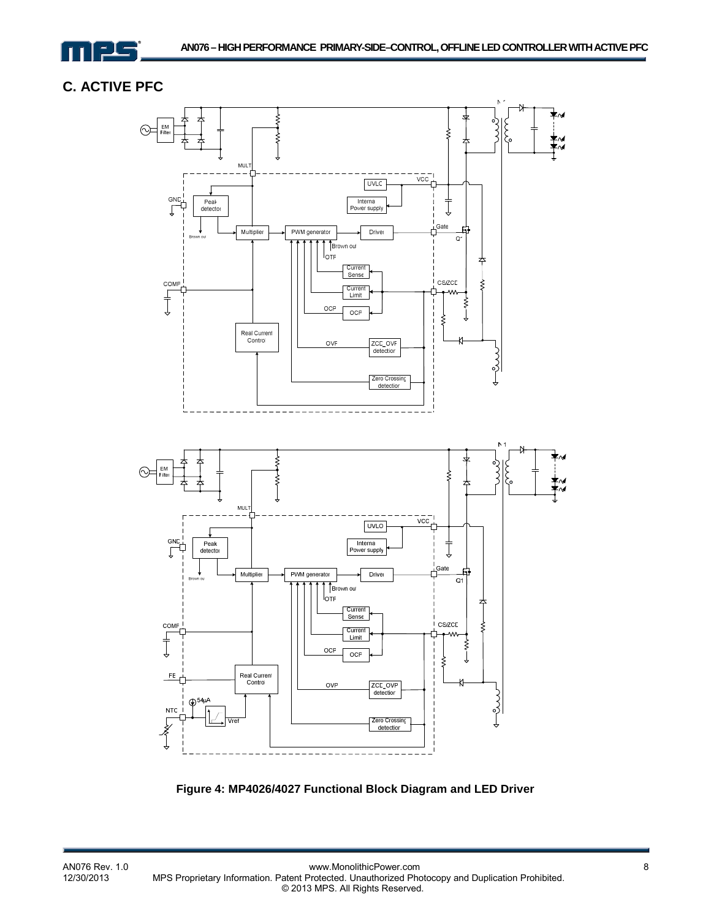## C. ACTIVE PFC

**Figure 4: MP4026/4027 Functional Block Diagram and LED Driver**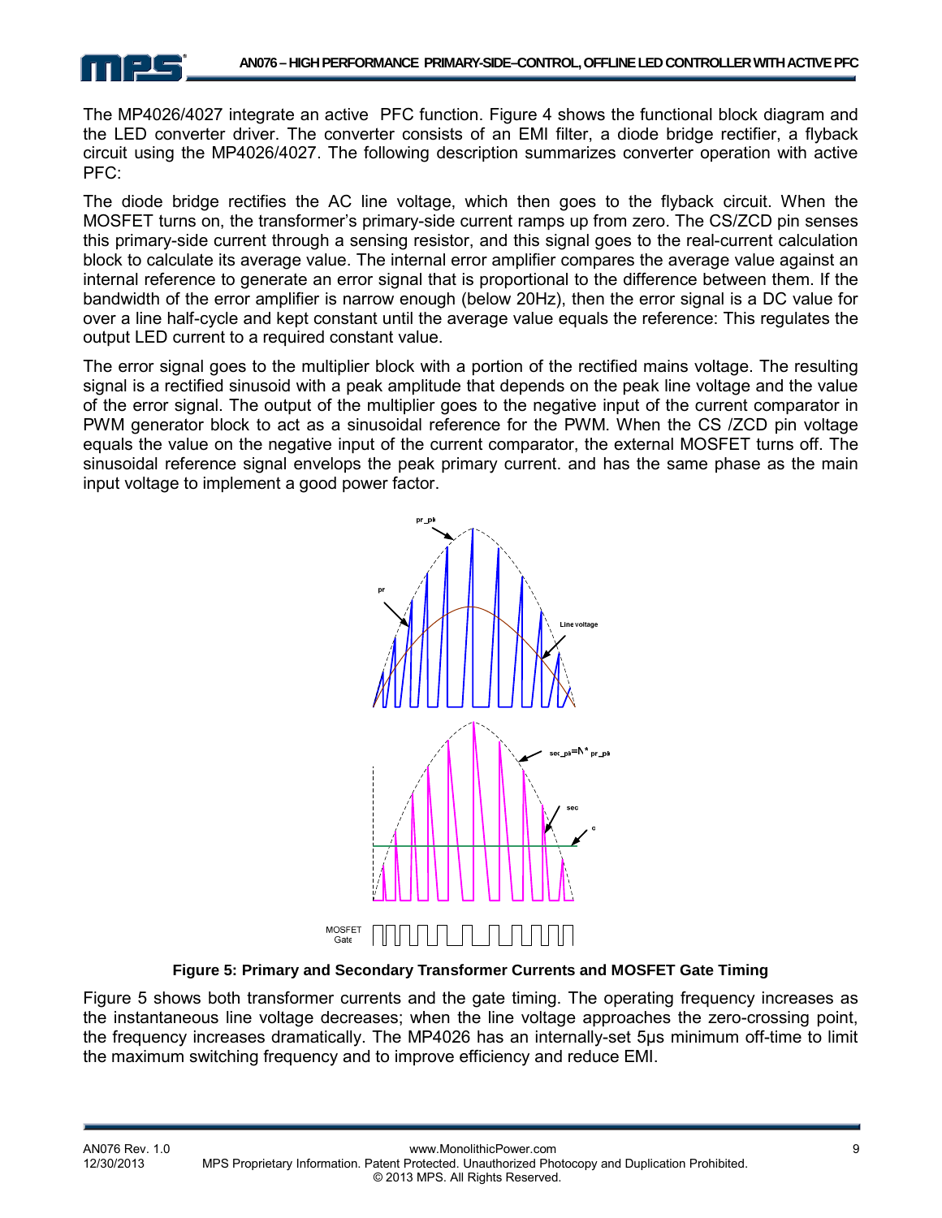The MP4026/4027 integrate an active PFC function. Figure 4 shows the functional block diagram and the LED converter driver. The converter consists of an EMI filter, a diode bridge rectifier, a flyback circuit using the MP4026/4027. The following description summarizes converter operation with active PFC:

The diode bridge rectifies the AC line voltage, which then goes to the flyback circuit. When the MOSFET turns on, the transformer's primary-side current ramps up from zero. The CS/ZCD pin senses this primary-side current through a sensing resistor, and this signal goes to the real-current calculation block to calculate its average value. The internal error amplifier compares the average value against an internal reference to generate an error signal that is proportional to the difference between them. If the bandwidth of the error amplifier is narrow enough (below 20Hz), then the error signal is a DC value for over a line half-cycle and kept constant until the average value equals the reference: This regulates the output LED current to a required constant value.

The error signal goes to the multiplier block with a portion of the rectified mains voltage. The resulting signal is a rectified sinusoid with a peak amplitude that depends on the peak line voltage and the value of the error signal. The output of the multiplier goes to the negative input of the current comparator in PWM generator block to act as a sinusoidal reference for the PWM. When the CS /ZCD pin voltage equals the value on the negative input of the current comparator, the external MOSFET turns off. The sinusoidal reference signal envelops the peak primary current. and has the same phase as the main input voltage to implement a good power factor.

**Figure 5: Primary and Secondary Transformer Currents and MOSFET Gate Timing**

Figure 5 shows both transformer currents and the gate timing. The operating frequency increases as the instantaneous line voltage decreases; when the line voltage approaches the zero-crossing point, the frequency increases dramatically. The MP4026 has an internally-set 5μs minimum off-time to limit the maximum switching frequency and to improve efficiency and reduce EMI.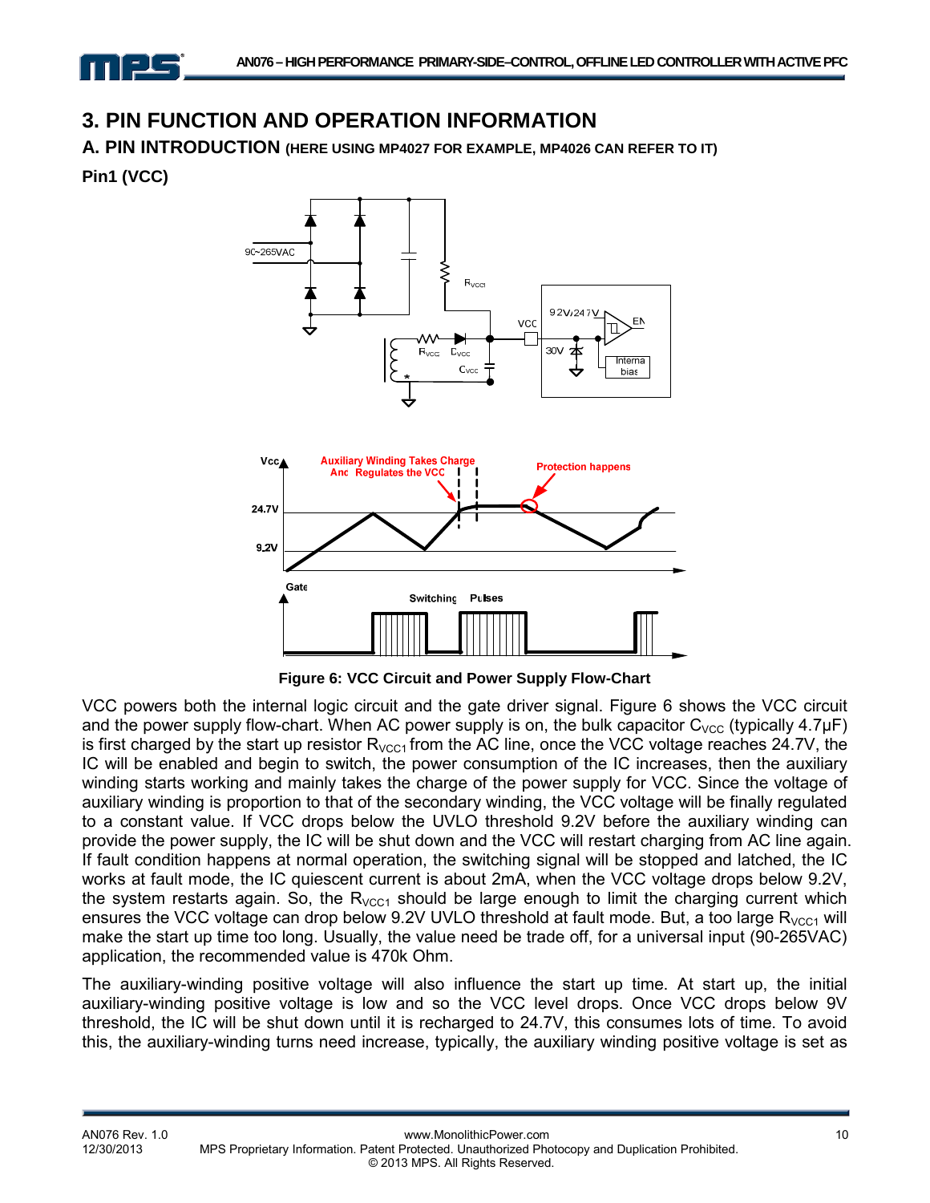## 3. PIN FUNCTION AND OPERATION INFORMATION

### A. PIN INTRODUCTION (HERE USING MP4027 FOR EXAMPLE, MP4026 CAN REFER TO IT)

**Pin1 (VCC)**

**Figure 6: VCC Circuit and Power Supply Flow-Chart**

VCC powers both the internal logic circuit and the gate driver signal. Figure 6 shows the VCC circuit and the power supply flow-chart. When AC power supply is on, the bulk capacitor $C_{VCC}$ (typically 4.7μF) is first charged by the start up resistor $R_{VCC1}$ from the AC line, once the VCC voltage reaches 24.7V, the IC will be enabled and begin to switch, the power consumption of the IC increases, then the auxiliary winding starts working and mainly takes the charge of the power supply for VCC. Since the voltage of auxiliary winding is proportion to that of the secondary winding, the VCC voltage will be finally regulated to a constant value. If VCC drops below the UVLO threshold 9.2V before the auxiliary winding can provide the power supply, the IC will be shut down and the VCC will restart charging from AC line again. If fault condition happens at normal operation, the switching signal will be stopped and latched, the IC works at fault mode, the IC quiescent current is about 2mA, when the VCC voltage drops below 9.2V, the system restarts again. So, the $R_{VCC1}$ should be large enough to limit the charging current which ensures the VCC voltage can drop below 9.2V UVLO threshold at fault mode. But, a too large $R_{VCC1}$ will make the start up time too long. Usually, the value need be trade off, for a universal input (90-265VAC) application, the recommended value is 470k Ohm.

The auxiliary-winding positive voltage will also influence the start up time. At start up, the initial auxiliary-winding positive voltage is low and so the VCC level drops. Once VCC drops below 9V threshold, the IC will be shut down until it is recharged to 24.7V, this consumes lots of time. To avoid this, the auxiliary-winding turns need increase, typically, the auxiliary winding positive voltage is set as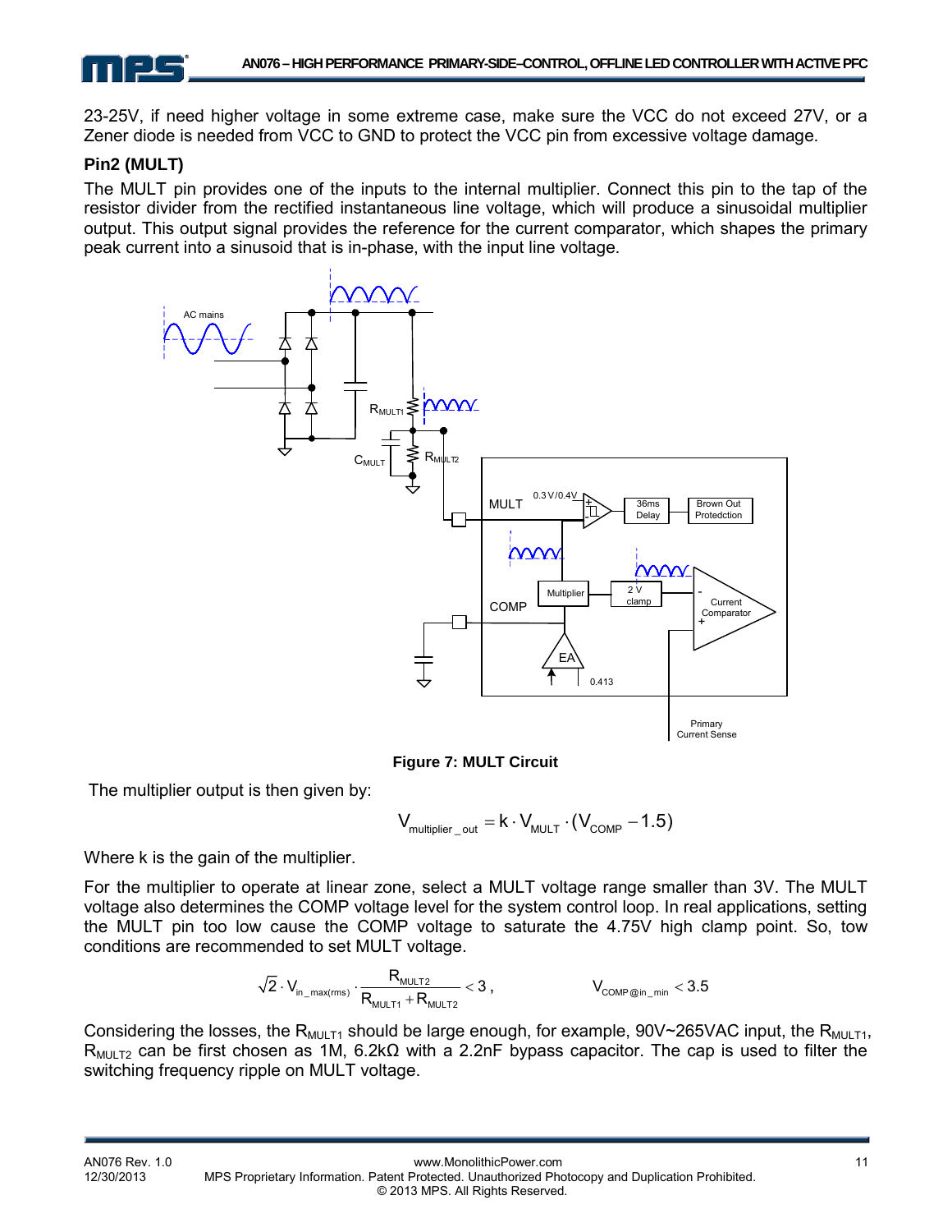23-25V, if need higher voltage in some extreme case, make sure the VCC do not exceed 27V, or a Zener diode is needed from VCC to GND to protect the VCC pin from excessive voltage damage.

### Pin2 (MULT)

The MULT pin provides one of the inputs to the internal multiplier. Connect this pin to the tap of the resistor divider from the rectified instantaneous line voltage, which will produce a sinusoidal multiplier output. This output signal provides the reference for the current comparator, which shapes the primary peak current into a sinusoid that is in-phase, with the input line voltage.

**Figure 7: MULT Circuit**

The multiplier output is then given by:

$$V_{multiplier\_out} = k \cdot V_{MULT} \cdot (V_{COMP} - 1.5)$$

Where k is the gain of the multiplier.

For the multiplier to operate at linear zone, select a MULT voltage range smaller than 3V. The MULT voltage also determines the COMP voltage level for the system control loop. In real applications, setting the MULT pin too low cause the COMP voltage to saturate the 4.75V high clamp point. So, tow conditions are recommended to set MULT voltage.

$$\sqrt{2} \cdot V_{in\_max(rms)} \cdot \frac{R_{MULT2}}{R_{MULT1} + R_{MULT2}} < 3, \qquad V_{COMP@in\_min} < 3.5$$

Considering the losses, the $R_{MULT1}$ should be large enough, for example, 90V~265VAC input, the $R_{MULT1}$, $R_{MULT2}$ can be first chosen as 1M, 6.2kΩ with a 2.2nF bypass capacitor. The cap is used to filter the switching frequency ripple on MULT voltage.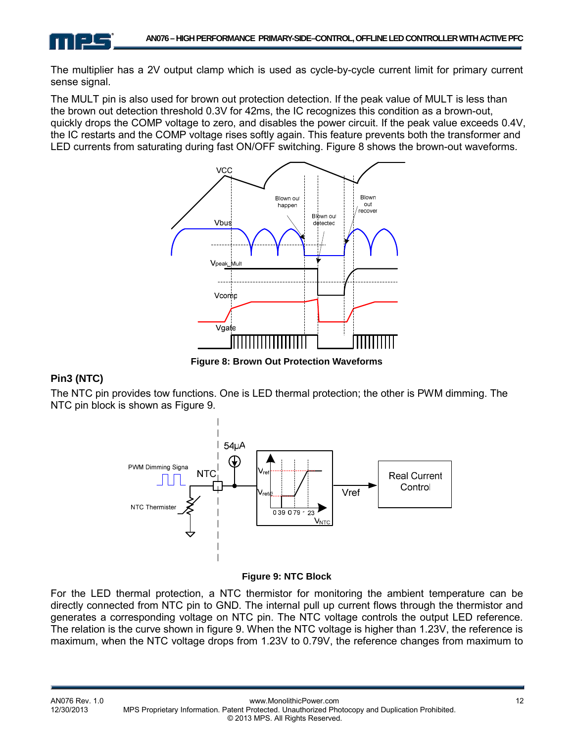The multiplier has a 2V output clamp which is used as cycle-by-cycle current limit for primary current sense signal.

The MULT pin is also used for brown out protection detection. If the peak value of MULT is less than the brown out detection threshold 0.3V for 42ms, the IC recognizes this condition as a brown-out, quickly drops the COMP voltage to zero, and disables the power circuit. If the peak value exceeds 0.4V, the IC restarts and the COMP voltage rises softly again. This feature prevents both the transformer and LED currents from saturating during fast ON/OFF switching. Figure 8 shows the brown-out waveforms.

**Figure 8: Brown Out Protection Waveforms**

### Pin3 (NTC)

The NTC pin provides tow functions. One is LED thermal protection; the other is PWM dimming. The NTC pin block is shown as Figure 9.

**Figure 9: NTC Block**

For the LED thermal protection, a NTC thermistor for monitoring the ambient temperature can be directly connected from NTC pin to GND. The internal pull up current flows through the thermistor and generates a corresponding voltage on NTC pin. The NTC voltage controls the output LED reference. The relation is the curve shown in figure 9. When the NTC voltage is higher than 1.23V, the reference is maximum, when the NTC voltage drops from 1.23V to 0.79V, the reference changes from maximum to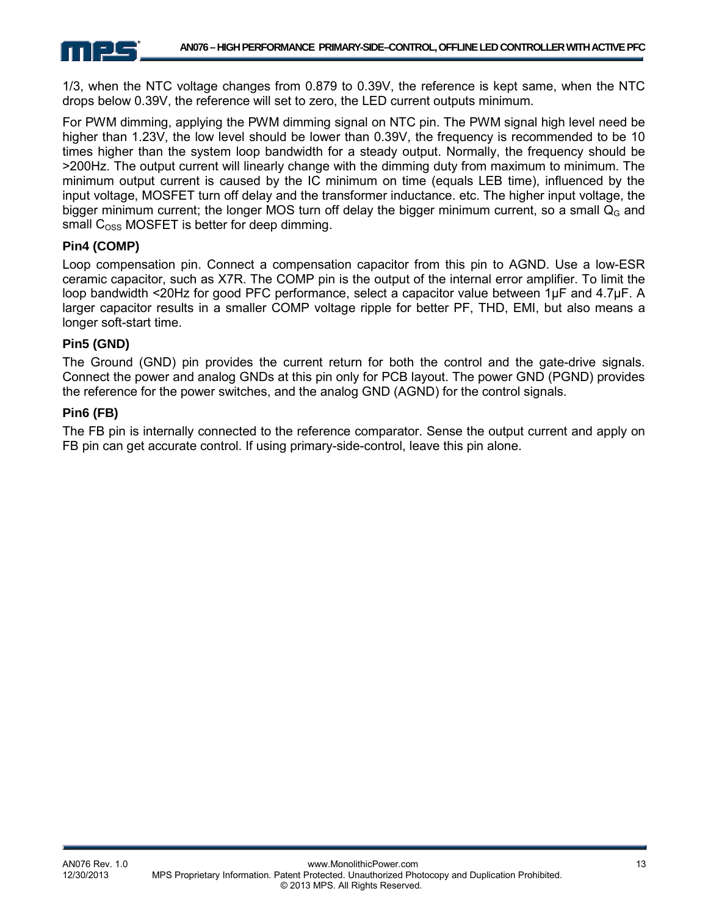1/3, when the NTC voltage changes from 0.879 to 0.39V, the reference is kept same, when the NTC drops below 0.39V, the reference will set to zero, the LED current outputs minimum.

For PWM dimming, applying the PWM dimming signal on NTC pin. The PWM signal high level need be higher than 1.23V, the low level should be lower than 0.39V, the frequency is recommended to be 10 times higher than the system loop bandwidth for a steady output. Normally, the frequency should be >200Hz. The output current will linearly change with the dimming duty from maximum to minimum. The minimum output current is caused by the IC minimum on time (equals LEB time), influenced by the input voltage, MOSFET turn off delay and the transformer inductance. etc. The higher input voltage, the bigger minimum current; the longer MOS turn off delay the bigger minimum current, so a small $Q_G$ and small $C_{OSS}$ MOSFET is better for deep dimming.

### Pin4 (COMP)

Loop compensation pin. Connect a compensation capacitor from this pin to AGND. Use a low-ESR ceramic capacitor, such as X7R. The COMP pin is the output of the internal error amplifier. To limit the loop bandwidth <20Hz for good PFC performance, select a capacitor value between 1μF and 4.7μF. A larger capacitor results in a smaller COMP voltage ripple for better PF, THD, EMI, but also means a longer soft-start time.

### Pin5 (GND)

The Ground (GND) pin provides the current return for both the control and the gate-drive signals. Connect the power and analog GNDs at this pin only for PCB layout. The power GND (PGND) provides the reference for the power switches, and the analog GND (AGND) for the control signals.

### Pin6 (FB)

The FB pin is internally connected to the reference comparator. Sense the output current and apply on FB pin can get accurate control. If using primary-side-control, leave this pin alone.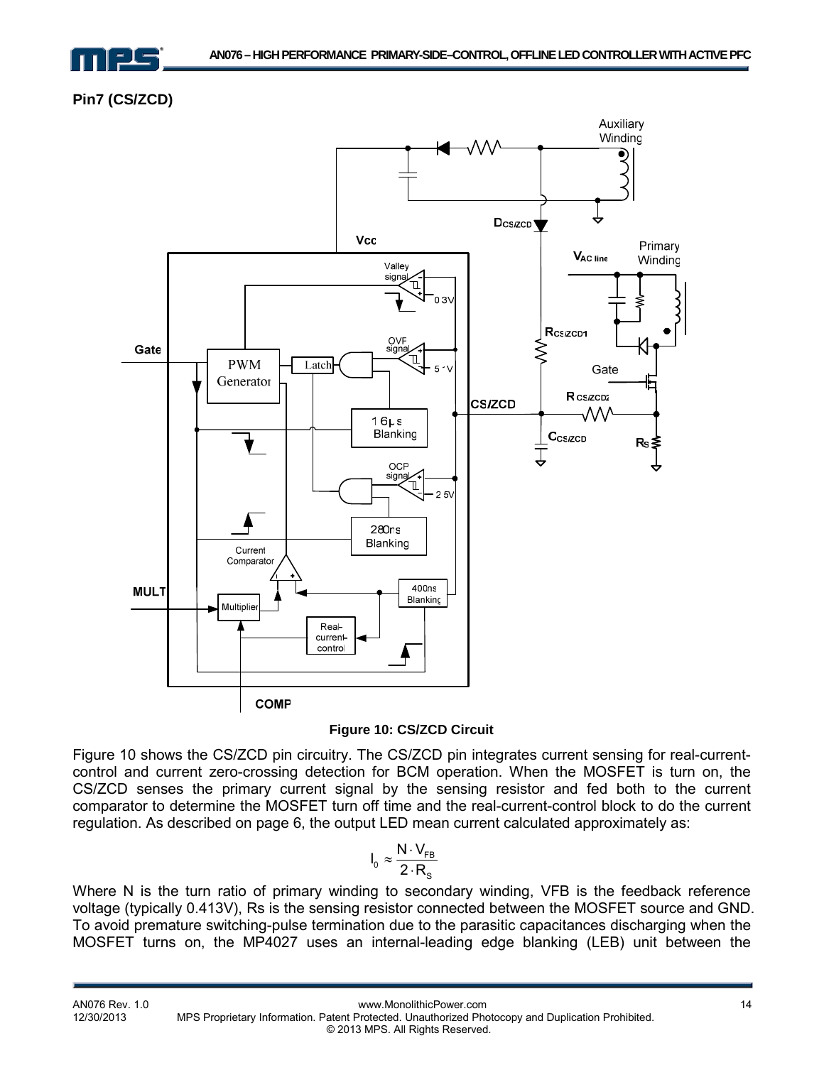**Pin7 (CS/ZCD)**

Figure 10: CS/ZCD Circuit

Figure 10 shows the CS/ZCD pin circuitry. The CS/ZCD pin integrates current sensing for real-current-control and current zero-crossing detection for BCM operation. When the MOSFET is turn on, the CS/ZCD senses the primary current signal by the sensing resistor and fed both to the current comparator to determine the MOSFET turn off time and the real-current-control block to do the current regulation. As described on page 6, the output LED mean current calculated approximately as:

$$I_0 \approx \frac{N \cdot V_{FB}}{2 \cdot R_S}$$

Where N is the turn ratio of primary winding to secondary winding, VFB is the feedback reference voltage (typically 0.413V), Rs is the sensing resistor connected between the MOSFET source and GND. To avoid premature switching-pulse termination due to the parasitic capacitances discharging when the MOSFET turns on, the MP4027 uses an internal-leading edge blanking (LEB) unit between the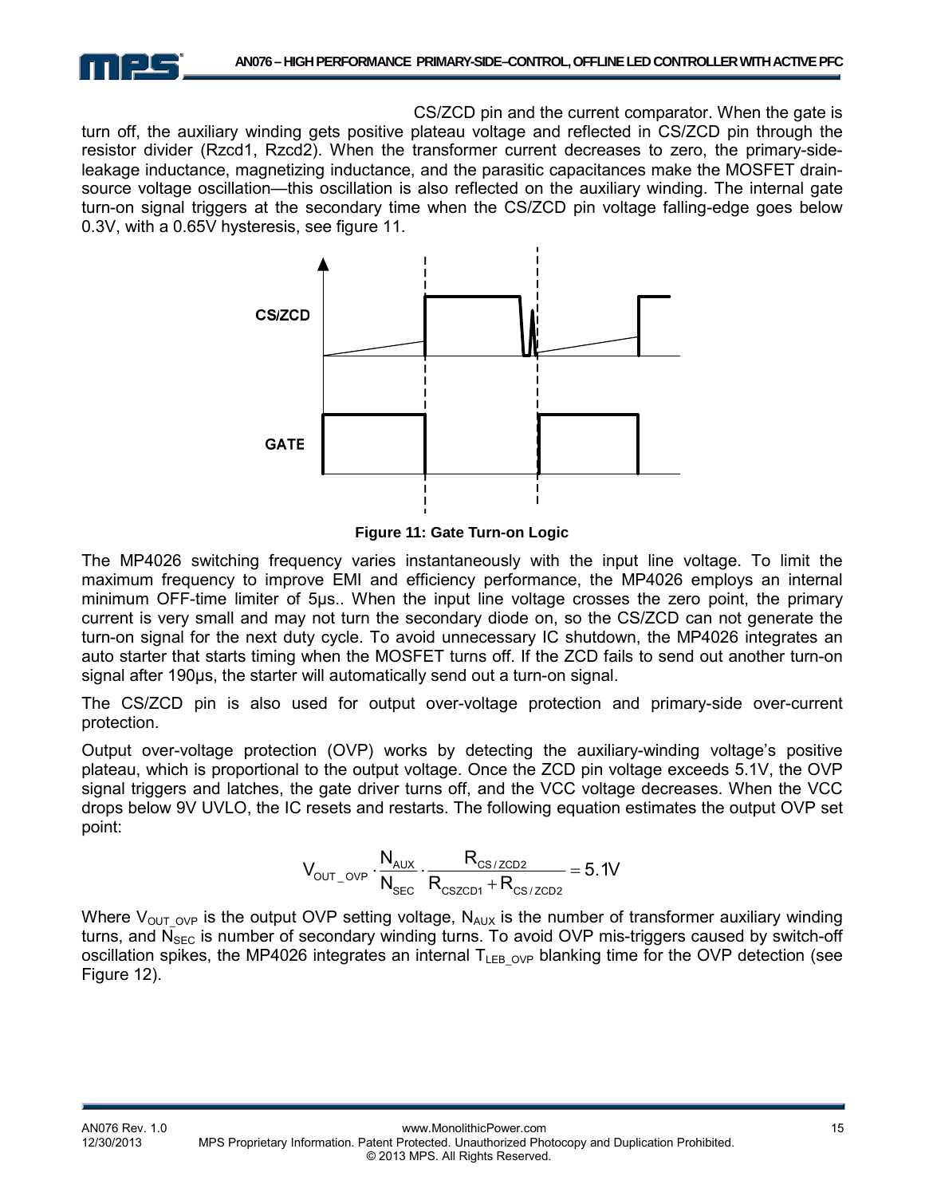CS/ZCD pin and the current comparator. When the gate is turn off, the auxiliary winding gets positive plateau voltage and reflected in CS/ZCD pin through the resistor divider (Rzcd1, Rzcd2). When the transformer current decreases to zero, the primary-side-leakage inductance, magnetizing inductance, and the parasitic capacitances make the MOSFET drain-source voltage oscillation—this oscillation is also reflected on the auxiliary winding. The internal gate turn-on signal triggers at the secondary time when the CS/ZCD pin voltage falling-edge goes below 0.3V, with a 0.65V hysteresis, see figure 11.

**Figure 11: Gate Turn-on Logic**

The MP4026 switching frequency varies instantaneously with the input line voltage. To limit the maximum frequency to improve EMI and efficiency performance, the MP4026 employs an internal minimum OFF-time limiter of 5μs.. When the input line voltage crosses the zero point, the primary current is very small and may not turn the secondary diode on, so the CS/ZCD can not generate the turn-on signal for the next duty cycle. To avoid unnecessary IC shutdown, the MP4026 integrates an auto starter that starts timing when the MOSFET turns off. If the ZCD fails to send out another turn-on signal after 190μs, the starter will automatically send out a turn-on signal.

The CS/ZCD pin is also used for output over-voltage protection and primary-side over-current protection.

Output over-voltage protection (OVP) works by detecting the auxiliary-winding voltage's positive plateau, which is proportional to the output voltage. Once the ZCD pin voltage exceeds 5.1V, the OVP signal triggers and latches, the gate driver turns off, and the VCC voltage decreases. When the VCC drops below 9V UVLO, the IC resets and restarts. The following equation estimates the output OVP set point:

$$V_{OUT\_OVP} \cdot \frac{N_{AUX}}{N_{SEC}} \cdot \frac{R_{CS/ZCD2}}{R_{CSZCD1} + R_{CS/ZCD2}} = 5.1V$$

Where $V_{OUT\_OVP}$ is the output OVP setting voltage, $N_{AUX}$ is the number of transformer auxiliary winding turns, and $N_{SEC}$ is number of secondary winding turns. To avoid OVP mis-triggers caused by switch-off oscillation spikes, the MP4026 integrates an internal $T_{LEB\_OVP}$ blanking time for the OVP detection (see Figure 12).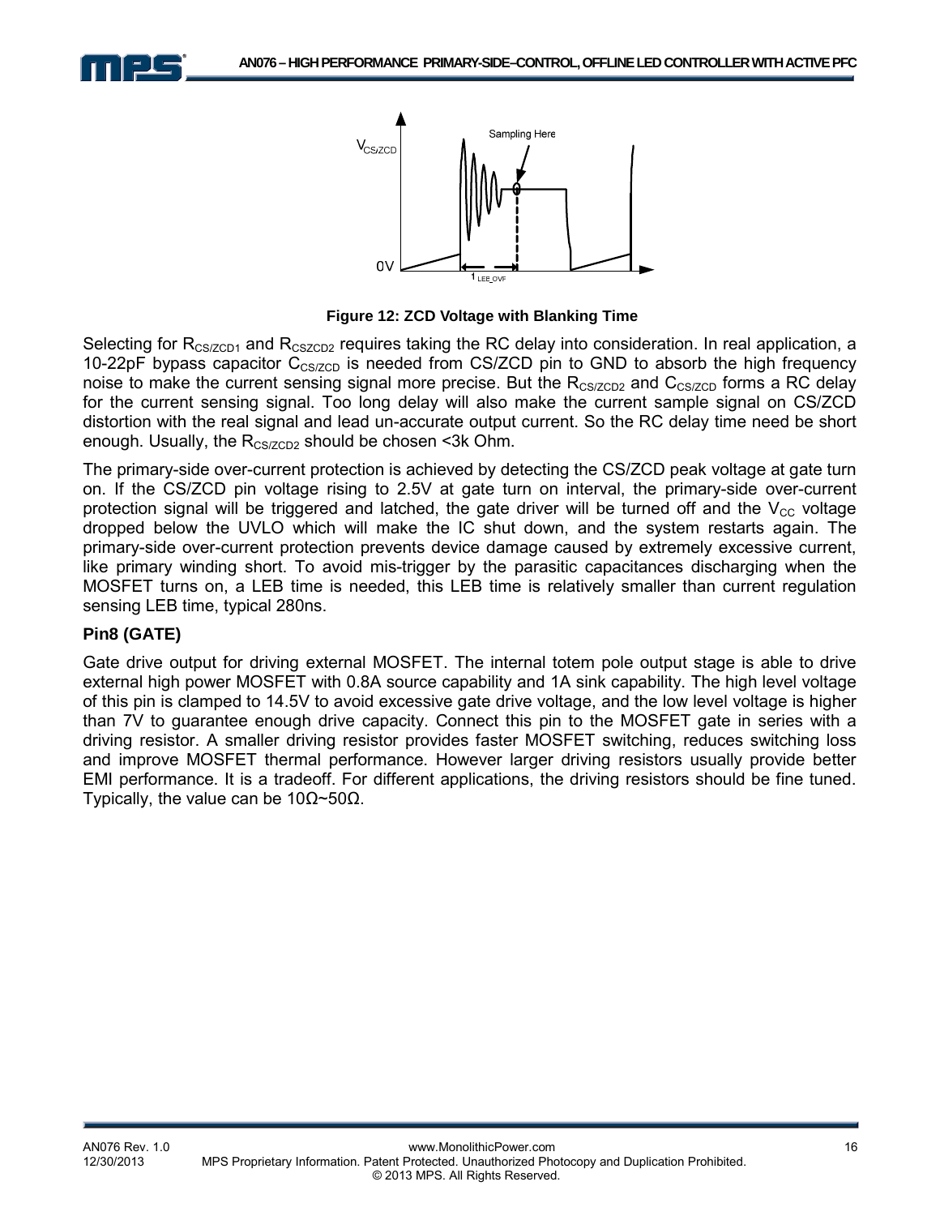Figure 12: ZCD Voltage with Blanking Time

Selecting for $R_{CS/ZCD1}$ and $R_{CSZCD2}$ requires taking the RC delay into consideration. In real application, a 10-22pF bypass capacitor $C_{CS/ZCD}$ is needed from CS/ZCD pin to GND to absorb the high frequency noise to make the current sensing signal more precise. But the $R_{CS/ZCD2}$ and $C_{CS/ZCD}$ forms a RC delay for the current sensing signal. Too long delay will also make the current sample signal on CS/ZCD distortion with the real signal and lead un-accurate output current. So the RC delay time need be short enough. Usually, the $R_{CS/ZCD2}$ should be chosen <3k Ohm.

The primary-side over-current protection is achieved by detecting the CS/ZCD peak voltage at gate turn on. If the CS/ZCD pin voltage rising to 2.5V at gate turn on interval, the primary-side over-current protection signal will be triggered and latched, the gate driver will be turned off and the $V_{CC}$ voltage dropped below the UVLO which will make the IC shut down, and the system restarts again. The primary-side over-current protection prevents device damage caused by extremely excessive current, like primary winding short. To avoid mis-trigger by the parasitic capacitances discharging when the MOSFET turns on, a LEB time is needed, this LEB time is relatively smaller than current regulation sensing LEB time, typical 280ns.

### Pin8 (GATE)

Gate drive output for driving external MOSFET. The internal totem pole output stage is able to drive external high power MOSFET with 0.8A source capability and 1A sink capability. The high level voltage of this pin is clamped to 14.5V to avoid excessive gate drive voltage, and the low level voltage is higher than 7V to guarantee enough drive capacity. Connect this pin to the MOSFET gate in series with a driving resistor. A smaller driving resistor provides faster MOSFET switching, reduces switching loss and improve MOSFET thermal performance. However larger driving resistors usually provide better EMI performance. It is a tradeoff. For different applications, the driving resistors should be fine tuned. Typically, the value can be 10Ω~50Ω.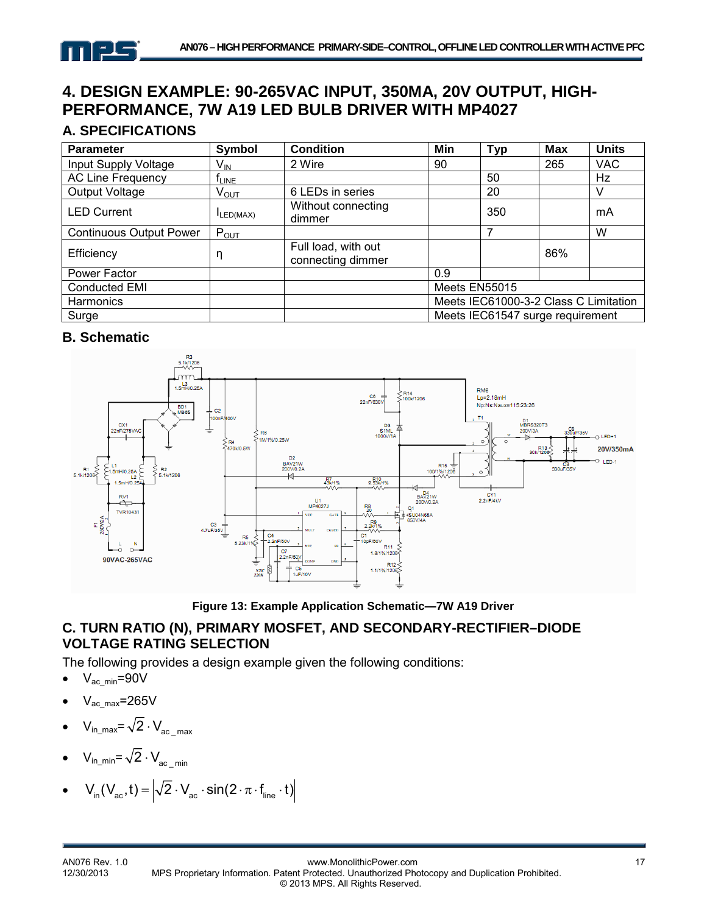# 4. DESIGN EXAMPLE: 90-265VAC INPUT, 350MA, 20V OUTPUT, HIGH-PERFORMANCE, 7W A19 LED BULB DRIVER WITH MP4027

## A. SPECIFICATIONS

| Parameter | Symbol | Condition | Min | Typ | Max | Units |
|---|---|---|---|---|---|---|
| Input Supply Voltage | $V_{IN}$ | 2 Wire | 90 | | 265 | VAC |
| AC Line Frequency | $f_{LINE}$ | | | 50 | | Hz |
| Output Voltage | $V_{OUT}$ | 6 LEDs in series | | 20 | | V |
| LED Current | $I_{LED(MAX)}$ | Without connecting dimmer | | 350 | | mA |
| Continuous Output Power | $P_{OUT}$ | | | 7 | | W |
| Efficiency | η | Full load, with out connecting dimmer | | | 86% | |
| Power Factor | | | 0.9 | | | |
| Conducted EMI | | | Meets EN55015 | | | |
| Harmonics | | | Meets IEC61000-3-2 Class C Limitation | | | |
| Surge | | | Meets IEC61547 surge requirement | | | |

## B. Schematic

**Figure 13: Example Application Schematic—7W A19 Driver**

## C. TURN RATIO (N), PRIMARY MOSFET, AND SECONDARY-RECTIFIER–DIODE VOLTAGE RATING SELECTION

The following provides a design example given the following conditions:

- $V_{ac\_min}$=90V
- $V_{ac\_max}$=265V
- $V_{in\_max} = \sqrt{2} \cdot V_{ac\_max}$
- $V_{in\_min} = \sqrt{2} \cdot V_{ac\_min}$
- $V_{in}(V_{ac}, t) = \left| \sqrt{2} \cdot V_{ac} \cdot \sin(2 \cdot \pi \cdot f_{line} \cdot t) \right|$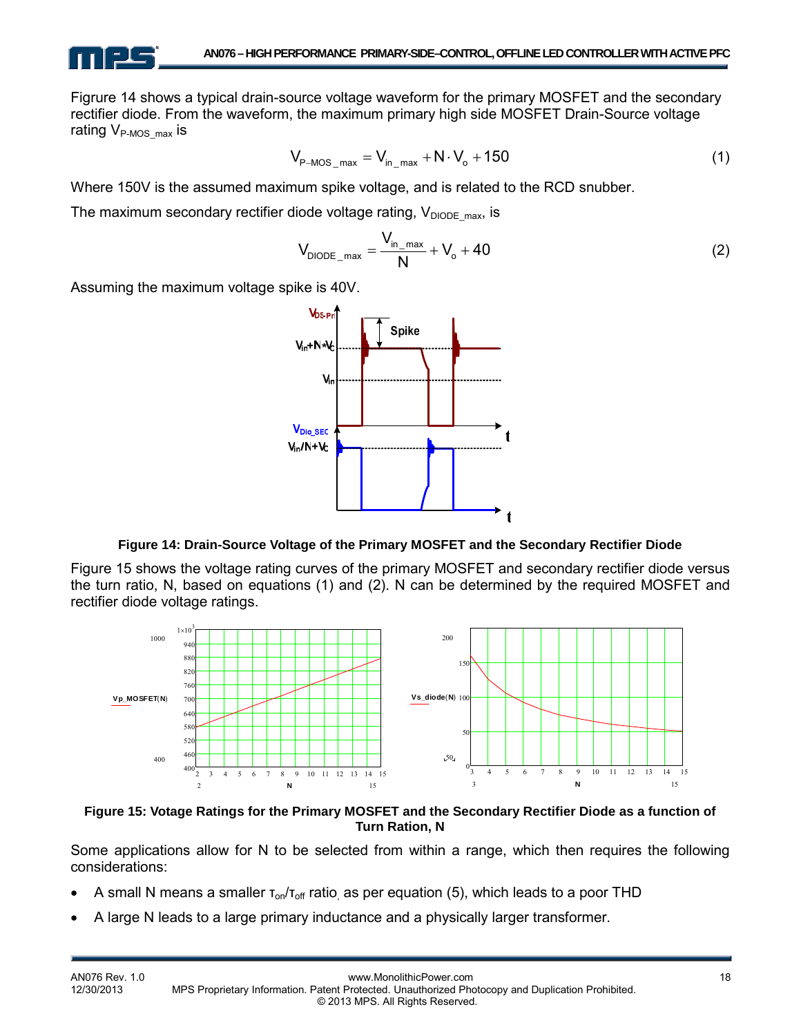Figrure 14 shows a typical drain-source voltage waveform for the primary MOSFET and the secondary rectifier diode. From the waveform, the maximum primary high side MOSFET Drain-Source voltage rating $V_{P\text{-}MOS\_max}$ is

$$V_{P-MOS\_max} = V_{in\_max} + N \cdot V_o + 150 \tag{1}$$

Where 150V is the assumed maximum spike voltage, and is related to the RCD snubber.

The maximum secondary rectifier diode voltage rating, $V_{DIODE\_max}$, is

$$V_{DIODE\_max} = \frac{V_{in\_max}}{N} + V_o + 40 \tag{2}$$

Assuming the maximum voltage spike is 40V.

**Figure 14: Drain-Source Voltage of the Primary MOSFET and the Secondary Rectifier Diode**

Figure 15 shows the voltage rating curves of the primary MOSFET and secondary rectifier diode versus the turn ratio, N, based on equations (1) and (2). N can be determined by the required MOSFET and rectifier diode voltage ratings.

**Figure 15: Votage Ratings for the Primary MOSFET and the Secondary Rectifier Diode as a function of Turn Ration, N**

Some applications allow for N to be selected from within a range, which then requires the following considerations:

- A small N means a smaller $\tau_{on}/\tau_{off}$ ratio, as per equation (5), which leads to a poor THD
- A large N leads to a large primary inductance and a physically larger transformer.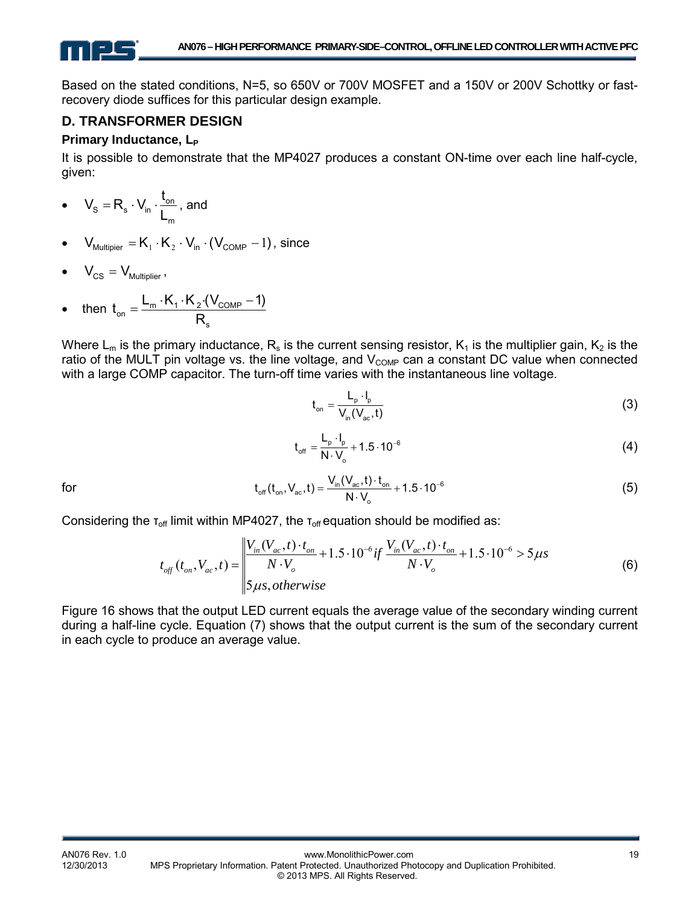Based on the stated conditions, N=5, so 650V or 700V MOSFET and a 150V or 200V Schottky or fast-recovery diode suffices for this particular design example.

## D. TRANSFORMER DESIGN

### Primary Inductance, $L_P$

It is possible to demonstrate that the MP4027 produces a constant ON-time over each line half-cycle, given:

- $V_S = R_s \cdot V_{in} \cdot \dfrac{t_{on}}{L_m}$, and
- $V_{Multipier} = K_1 \cdot K_2 \cdot V_{in} \cdot (V_{COMP} - 1)$, since
- $V_{CS} = V_{Multipier}$,
- then $t_{on} = \dfrac{L_m \cdot K_1 \cdot K_2 \cdot (V_{COMP} - 1)}{R_s}$

Where $L_m$ is the primary inductance, $R_s$ is the current sensing resistor, $K_1$ is the multiplier gain, $K_2$ is the ratio of the MULT pin voltage vs. the line voltage, and $V_{COMP}$ can a constant DC value when connected with a large COMP capacitor. The turn-off time varies with the instantaneous line voltage.

$$t_{on} = \frac{L_p \cdot I_p}{V_{in}(V_{ac}, t)} \tag{3}$$

$$t_{off} = \frac{L_p \cdot I_p}{N \cdot V_o} + 1.5 \cdot 10^{-6} \tag{4}$$

for

$$t_{off}(t_{on}, V_{ac}, t) = \frac{V_{in}(V_{ac}, t) \cdot t_{on}}{N \cdot V_o} + 1.5 \cdot 10^{-6} \tag{5}$$

Considering the $\tau_{off}$ limit within MP4027, the $\tau_{off}$ equation should be modified as:

$$t_{off}(t_{on}, V_{ac}, t) = \begin{cases} \dfrac{V_{in}(V_{ac}, t) \cdot t_{on}}{N \cdot V_o} + 1.5 \cdot 10^{-6} \; if \; \dfrac{V_{in}(V_{ac}, t) \cdot t_{on}}{N \cdot V_o} + 1.5 \cdot 10^{-6} > 5\mu s \\ 5\mu s, otherwise \end{cases} \tag{6}$$

Figure 16 shows that the output LED current equals the average value of the secondary winding current during a half-line cycle. Equation (7) shows that the output current is the sum of the secondary current in each cycle to produce an average value.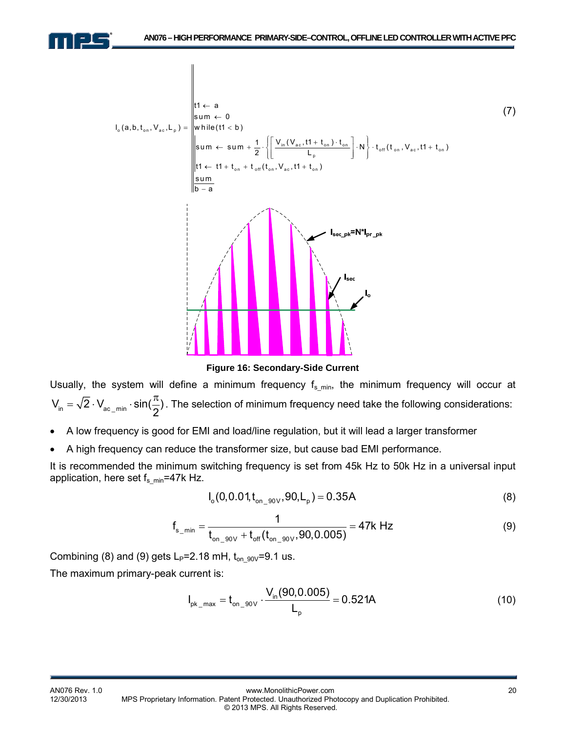$$I_o(a,b,t_{on},V_{ac},L_p) = \left| \begin{array}{l} t1 \leftarrow a \\ sum \leftarrow 0 \\ \text{while}(t1 < b) \\ \quad \left| \begin{array}{l} sum \leftarrow sum + \frac{1}{2} \cdot \left\{ \left[ \frac{V_{in}(V_{ac}, t1 + t_{on}) \cdot t_{on}}{L_p} \right] \cdot N \right\} \cdot t_{off}(t_{on}, V_{ac}, t1 + t_{on}) \\ t1 \leftarrow t1 + t_{on} + t_{off}(t_{on}, V_{ac}, t1 + t_{on}) \end{array} \right. \\ \frac{sum}{b - a} \end{array} \right. \tag{7}$$

**Figure 16: Secondary-Side Current**

Usually, the system will define a minimum frequency $f_{s\_min}$, the minimum frequency will occur at $V_{in} = \sqrt{2} \cdot V_{ac\_min} \cdot \sin(\frac{\pi}{2})$. The selection of minimum frequency need take the following considerations:

- A low frequency is good for EMI and load/line regulation, but it will lead a larger transformer
- A high frequency can reduce the transformer size, but cause bad EMI performance.

It is recommended the minimum switching frequency is set from 45k Hz to 50k Hz in a universal input application, here set $f_{s\_min}$=47k Hz.

$$I_o(0, 0.01, t_{on\_90V}, 90, L_p) = 0.35A \tag{8}$$

$$f_{s\_min} = \frac{1}{t_{on\_90V} + t_{off}(t_{on\_90V}, 90, 0.005)} = 47k \text{ Hz} \tag{9}$$

Combining (8) and (9) gets $L_P$=2.18 mH, $t_{on\_90V}$=9.1 us.

The maximum primary-peak current is:

$$I_{pk\_max} = t_{on\_90V} \cdot \frac{V_{in}(90, 0.005)}{L_p} = 0.521A \tag{10}$$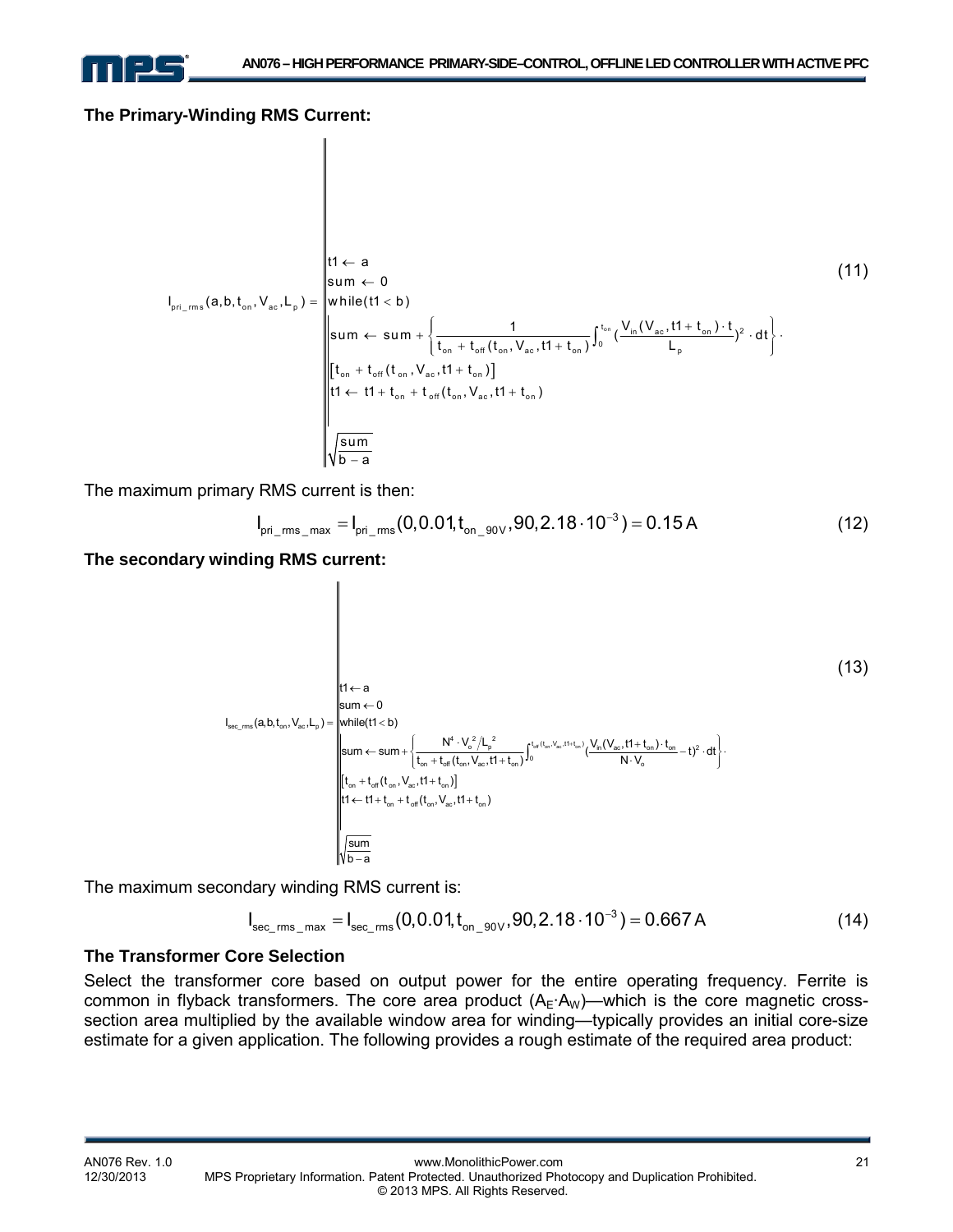**The Primary-Winding RMS Current:**

$$I_{pri\_rms}(a,b,t_{on},V_{ac},L_p) = \left\| \begin{array}{l} t1 \leftarrow a \\ sum \leftarrow 0 \\ while(t1 < b) \\ \quad \left\| \begin{array}{l} sum \leftarrow sum + \left\{ \dfrac{1}{t_{on} + t_{off}(t_{on}, V_{ac}, t1 + t_{on})} \displaystyle\int_0^{t_{on}} \left(\dfrac{V_{in}(V_{ac}, t1 + t_{on}) \cdot t}{L_p}\right)^2 \cdot dt \right\} \cdot \\ \left[t_{on} + t_{off}(t_{on}, V_{ac}, t1 + t_{on})\right] \\ t1 \leftarrow t1 + t_{on} + t_{off}(t_{on}, V_{ac}, t1 + t_{on}) \end{array} \right. \\ \sqrt{\dfrac{sum}{b-a}} \end{array} \right. \tag{11}$$

The maximum primary RMS current is then:

$$I_{pri\_rms\_max} = I_{pri\_rms}(0, 0.01, t_{on\_90V}, 90, 2.18 \cdot 10^{-3}) = 0.15\,A \tag{12}$$

**The secondary winding RMS current:**

$$I_{sec\_rms}(a,b,t_{on},V_{ac},L_p) = \left\| \begin{array}{l} t1 \leftarrow a \\ sum \leftarrow 0 \\ while(t1 < b) \\ \quad \left\| \begin{array}{l} sum \leftarrow sum + \left\{ \dfrac{N^4 \cdot V_o^{\,2} / L_p^{\,2}}{t_{on} + t_{off}(t_{on}, V_{ac}, t1 + t_{on})} \displaystyle\int_0^{t_{off}(t_{on}, V_{ac}, t1 + t_{on})} \left(\dfrac{V_{in}(V_{ac}, t1 + t_{on}) \cdot t_{on}}{N \cdot V_o} - t\right)^2 \cdot dt \right\} \cdot \\ \left[t_{on} + t_{off}(t_{on}, V_{ac}, t1 + t_{on})\right] \\ t1 \leftarrow t1 + t_{on} + t_{off}(t_{on}, V_{ac}, t1 + t_{on}) \end{array} \right. \\ \sqrt{\dfrac{sum}{b-a}} \end{array} \right. \tag{13}$$

The maximum secondary winding RMS current is:

$$I_{sec\_rms\_max} = I_{sec\_rms}(0, 0.01, t_{on\_90V}, 90, 2.18 \cdot 10^{-3}) = 0.667\,A \tag{14}$$

**The Transformer Core Selection**

Select the transformer core based on output power for the entire operating frequency. Ferrite is common in flyback transformers. The core area product ($A_E \cdot A_W$)—which is the core magnetic cross-section area multiplied by the available window area for winding—typically provides an initial core-size estimate for a given application. The following provides a rough estimate of the required area product: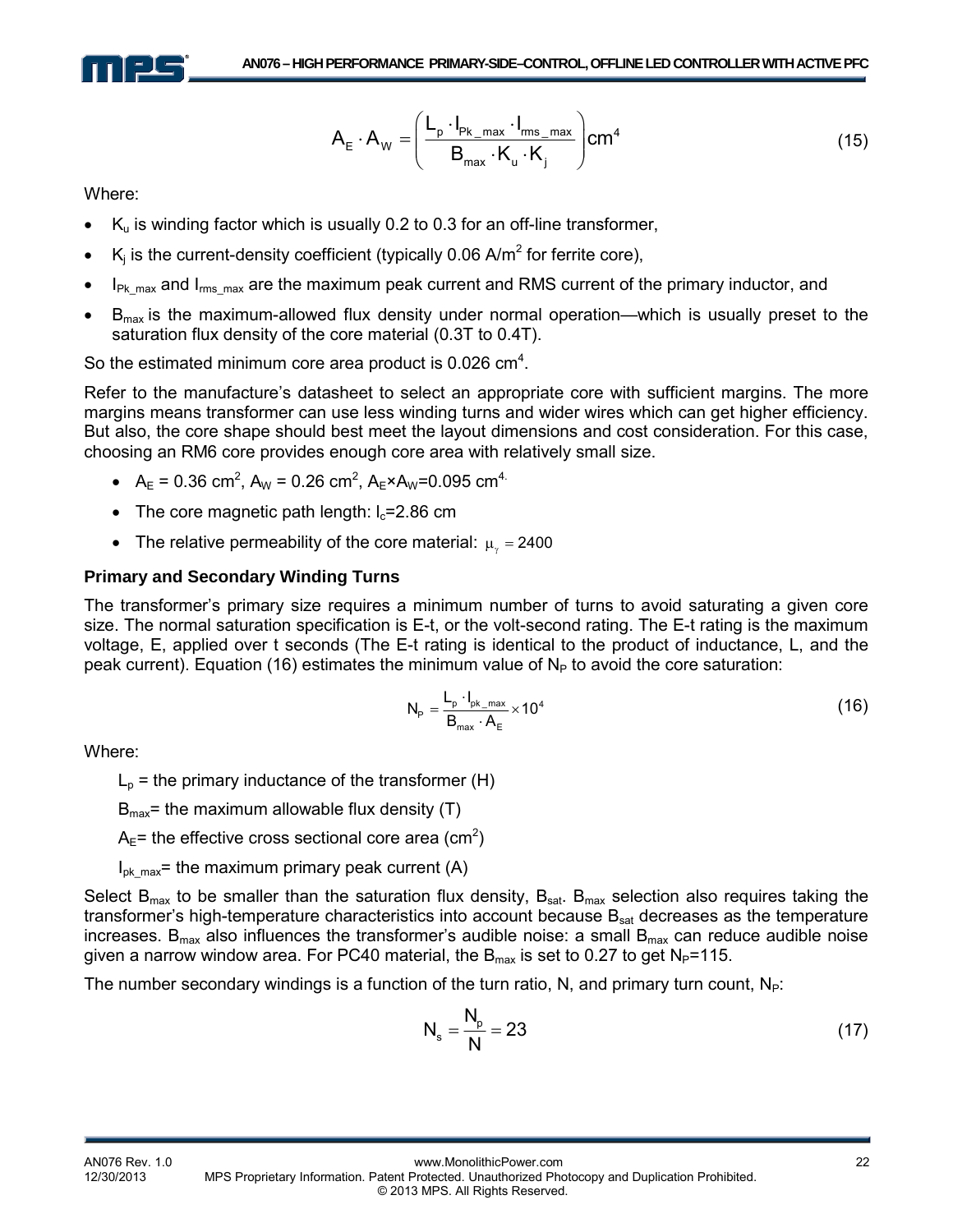$$A_E \cdot A_W = \left( \frac{L_p \cdot I_{Pk\_max} \cdot I_{rms\_max}}{B_{max} \cdot K_u \cdot K_j} \right) cm^4 \tag{15}$$

Where:

- $K_u$ is winding factor which is usually 0.2 to 0.3 for an off-line transformer,
- $K_j$ is the current-density coefficient (typically 0.06 A/m$^2$ for ferrite core),
- $I_{Pk\_max}$ and $I_{rms\_max}$ are the maximum peak current and RMS current of the primary inductor, and
- $B_{max}$ is the maximum-allowed flux density under normal operation—which is usually preset to the saturation flux density of the core material (0.3T to 0.4T).

So the estimated minimum core area product is 0.026 cm$^4$.

Refer to the manufacture's datasheet to select an appropriate core with sufficient margins. The more margins means transformer can use less winding turns and wider wires which can get higher efficiency. But also, the core shape should best meet the layout dimensions and cost consideration. For this case, choosing an RM6 core provides enough core area with relatively small size.

- $A_E$ = 0.36 cm$^2$, $A_W$ = 0.26 cm$^2$, $A_E$×$A_W$=0.095 cm$^4$.
- The core magnetic path length: $l_c$=2.86 cm
- The relative permeability of the core material: $\mu_\gamma = 2400$

### Primary and Secondary Winding Turns

The transformer's primary size requires a minimum number of turns to avoid saturating a given core size. The normal saturation specification is E-t, or the volt-second rating. The E-t rating is the maximum voltage, E, applied over t seconds (The E-t rating is identical to the product of inductance, L, and the peak current). Equation (16) estimates the minimum value of $N_P$ to avoid the core saturation:

$$N_P = \frac{L_p \cdot I_{pk\_max}}{B_{max} \cdot A_E} \times 10^4 \tag{16}$$

Where:

$L_p$ = the primary inductance of the transformer (H)

$B_{max}$= the maximum allowable flux density (T)

$A_E$= the effective cross sectional core area (cm$^2$)

$I_{pk\_max}$= the maximum primary peak current (A)

Select $B_{max}$ to be smaller than the saturation flux density, $B_{sat}$. $B_{max}$ selection also requires taking the transformer's high-temperature characteristics into account because $B_{sat}$ decreases as the temperature increases. $B_{max}$ also influences the transformer's audible noise: a small $B_{max}$ can reduce audible noise given a narrow window area. For PC40 material, the $B_{max}$ is set to 0.27 to get $N_P$=115.

The number secondary windings is a function of the turn ratio, N, and primary turn count, $N_P$:

$$N_s = \frac{N_p}{N} = 23 \tag{17}$$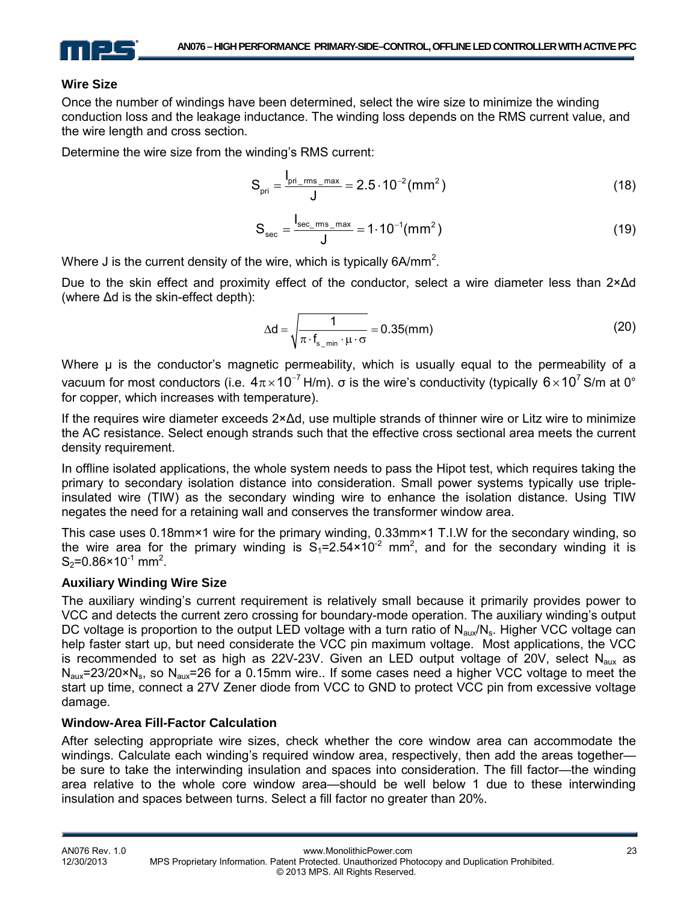## Wire Size

Once the number of windings have been determined, select the wire size to minimize the winding conduction loss and the leakage inductance. The winding loss depends on the RMS current value, and the wire length and cross section.

Determine the wire size from the winding's RMS current:

$$S_{pri} = \frac{I_{pri\_rms\_max}}{J} = 2.5 \cdot 10^{-2}(mm^2) \tag{18}$$

$$S_{sec} = \frac{I_{sec\_rms\_max}}{J} = 1 \cdot 10^{-1}(mm^2) \tag{19}$$

Where J is the current density of the wire, which is typically 6A/mm$^2$.

Due to the skin effect and proximity effect of the conductor, select a wire diameter less than 2×Δd (where Δd is the skin-effect depth):

$$\Delta d = \sqrt{\frac{1}{\pi \cdot f_{s\_min} \cdot \mu \cdot \sigma}} = 0.35(mm) \tag{20}$$

Where μ is the conductor's magnetic permeability, which is usually equal to the permeability of a vacuum for most conductors (i.e. $4\pi \times 10^{-7}$ H/m). σ is the wire's conductivity (typically $6 \times 10^{7}$ S/m at 0° for copper, which increases with temperature).

If the requires wire diameter exceeds 2×Δd, use multiple strands of thinner wire or Litz wire to minimize the AC resistance. Select enough strands such that the effective cross sectional area meets the current density requirement.

In offline isolated applications, the whole system needs to pass the Hipot test, which requires taking the primary to secondary isolation distance into consideration. Small power systems typically use triple-insulated wire (TIW) as the secondary winding wire to enhance the isolation distance. Using TIW negates the need for a retaining wall and conserves the transformer window area.

This case uses 0.18mm×1 wire for the primary winding, 0.33mm×1 T.I.W for the secondary winding, so the wire area for the primary winding is $S_1$=2.54×10$^{-2}$ mm$^2$, and for the secondary winding it is $S_2$=0.86×10$^{-1}$ mm$^2$.

## Auxiliary Winding Wire Size

The auxiliary winding's current requirement is relatively small because it primarily provides power to VCC and detects the current zero crossing for boundary-mode operation. The auxiliary winding's output DC voltage is proportion to the output LED voltage with a turn ratio of $N_{aux}/N_s$. Higher VCC voltage can help faster start up, but need considerate the VCC pin maximum voltage. Most applications, the VCC is recommended to set as high as 22V-23V. Given an LED output voltage of 20V, select $N_{aux}$ as $N_{aux}$=23/20×$N_s$, so $N_{aux}$=26 for a 0.15mm wire.. If some cases need a higher VCC voltage to meet the start up time, connect a 27V Zener diode from VCC to GND to protect VCC pin from excessive voltage damage.

## Window-Area Fill-Factor Calculation

After selecting appropriate wire sizes, check whether the core window area can accommodate the windings. Calculate each winding's required window area, respectively, then add the areas together—be sure to take the interwinding insulation and spaces into consideration. The fill factor—the winding area relative to the whole core window area—should be well below 1 due to these interwinding insulation and spaces between turns. Select a fill factor no greater than 20%.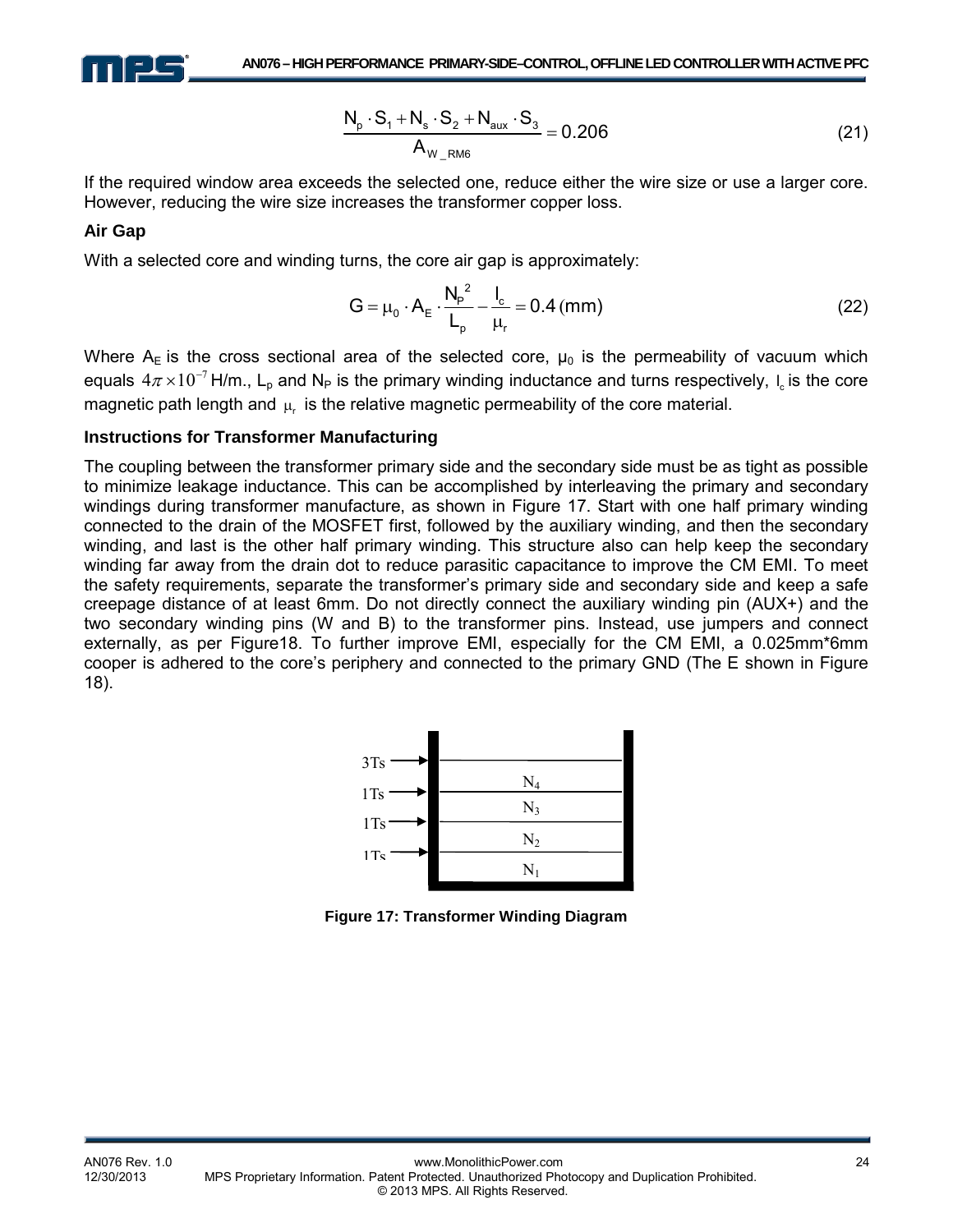$$\frac{N_p \cdot S_1 + N_s \cdot S_2 + N_{aux} \cdot S_3}{A_{W\_RM6}} = 0.206 \tag{21}$$

If the required window area exceeds the selected one, reduce either the wire size or use a larger core. However, reducing the wire size increases the transformer copper loss.

### Air Gap

With a selected core and winding turns, the core air gap is approximately:

$$G = \mu_0 \cdot A_E \cdot \frac{N_P^2}{L_p} - \frac{l_c}{\mu_r} = 0.4\,(\text{mm}) \tag{22}$$

Where $A_E$ is the cross sectional area of the selected core, $\mu_0$ is the permeability of vacuum which equals $4\pi \times 10^{-7}$ H/m., $L_p$ and $N_P$ is the primary winding inductance and turns respectively, $l_c$ is the core magnetic path length and $\mu_r$ is the relative magnetic permeability of the core material.

### Instructions for Transformer Manufacturing

The coupling between the transformer primary side and the secondary side must be as tight as possible to minimize leakage inductance. This can be accomplished by interleaving the primary and secondary windings during transformer manufacture, as shown in Figure 17. Start with one half primary winding connected to the drain of the MOSFET first, followed by the auxiliary winding, and then the secondary winding, and last is the other half primary winding. This structure also can help keep the secondary winding far away from the drain dot to reduce parasitic capacitance to improve the CM EMI. To meet the safety requirements, separate the transformer's primary side and secondary side and keep a safe creepage distance of at least 6mm. Do not directly connect the auxiliary winding pin (AUX+) and the two secondary winding pins (W and B) to the transformer pins. Instead, use jumpers and connect externally, as per Figure18. To further improve EMI, especially for the CM EMI, a 0.025mm*6mm cooper is adhered to the core's periphery and connected to the primary GND (The E shown in Figure 18).

3Ts → N4
1Ts → N3
1Ts → N2
1Ts → N1

**Figure 17: Transformer Winding Diagram**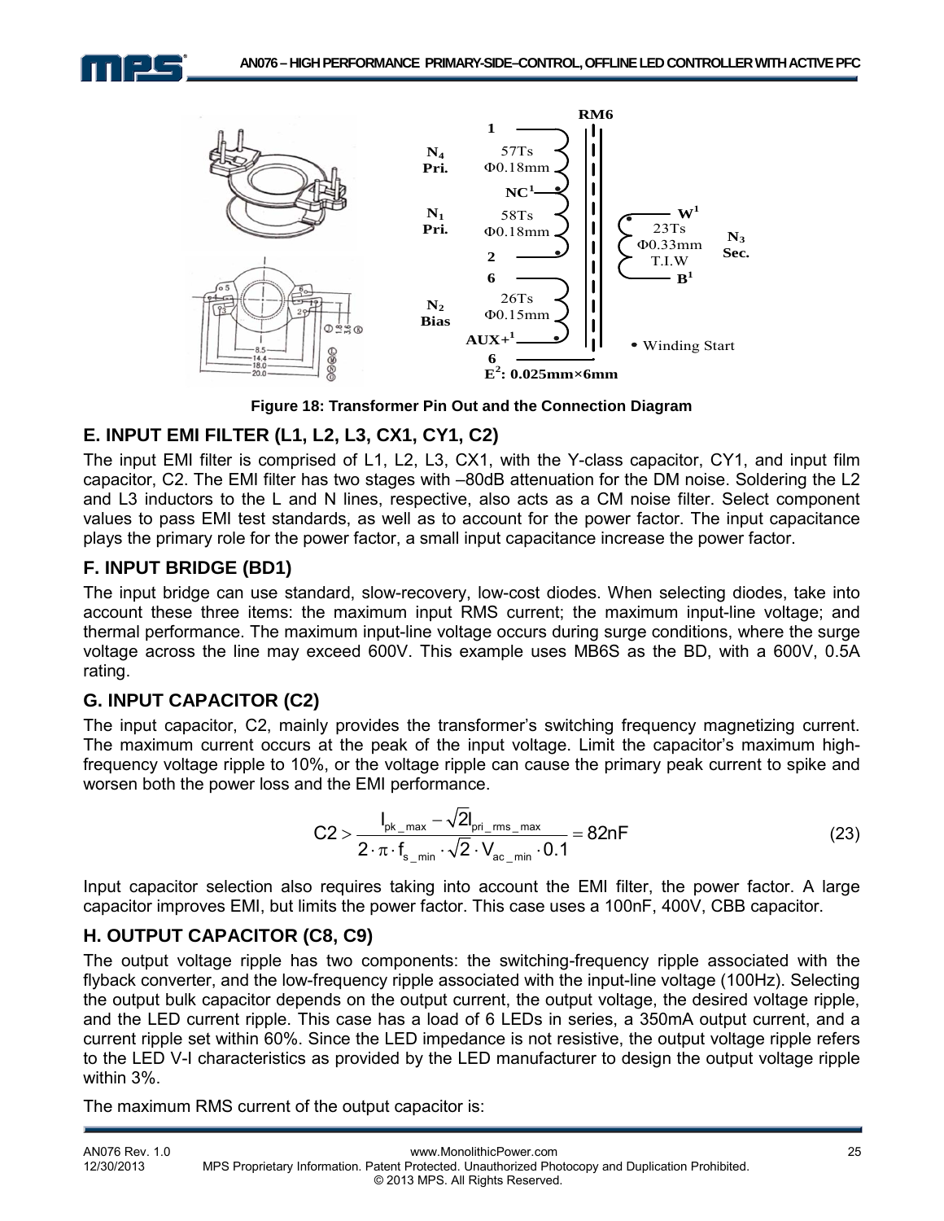Figure 18: Transformer Pin Out and the Connection Diagram

## E. INPUT EMI FILTER (L1, L2, L3, CX1, CY1, C2)

The input EMI filter is comprised of L1, L2, L3, CX1, with the Y-class capacitor, CY1, and input film capacitor, C2. The EMI filter has two stages with –80dB attenuation for the DM noise. Soldering the L2 and L3 inductors to the L and N lines, respective, also acts as a CM noise filter. Select component values to pass EMI test standards, as well as to account for the power factor. The input capacitance plays the primary role for the power factor, a small input capacitance increase the power factor.

## F. INPUT BRIDGE (BD1)

The input bridge can use standard, slow-recovery, low-cost diodes. When selecting diodes, take into account these three items: the maximum input RMS current; the maximum input-line voltage; and thermal performance. The maximum input-line voltage occurs during surge conditions, where the surge voltage across the line may exceed 600V. This example uses MB6S as the BD, with a 600V, 0.5A rating.

## G. INPUT CAPACITOR (C2)

The input capacitor, C2, mainly provides the transformer's switching frequency magnetizing current. The maximum current occurs at the peak of the input voltage. Limit the capacitor's maximum high-frequency voltage ripple to 10%, or the voltage ripple can cause the primary peak current to spike and worsen both the power loss and the EMI performance.

$$C2 > \frac{I_{pk\_max} - \sqrt{2} I_{pri\_rms\_max}}{2 \cdot \pi \cdot f_{s\_min} \cdot \sqrt{2} \cdot V_{ac\_min} \cdot 0.1} = 82\text{nF} \tag{23}$$

Input capacitor selection also requires taking into account the EMI filter, the power factor. A large capacitor improves EMI, but limits the power factor. This case uses a 100nF, 400V, CBB capacitor.

## H. OUTPUT CAPACITOR (C8, C9)

The output voltage ripple has two components: the switching-frequency ripple associated with the flyback converter, and the low-frequency ripple associated with the input-line voltage (100Hz). Selecting the output bulk capacitor depends on the output current, the output voltage, the desired voltage ripple, and the LED current ripple. This case has a load of 6 LEDs in series, a 350mA output current, and a current ripple set within 60%. Since the LED impedance is not resistive, the output voltage ripple refers to the LED V-I characteristics as provided by the LED manufacturer to design the output voltage ripple within 3%.

The maximum RMS current of the output capacitor is: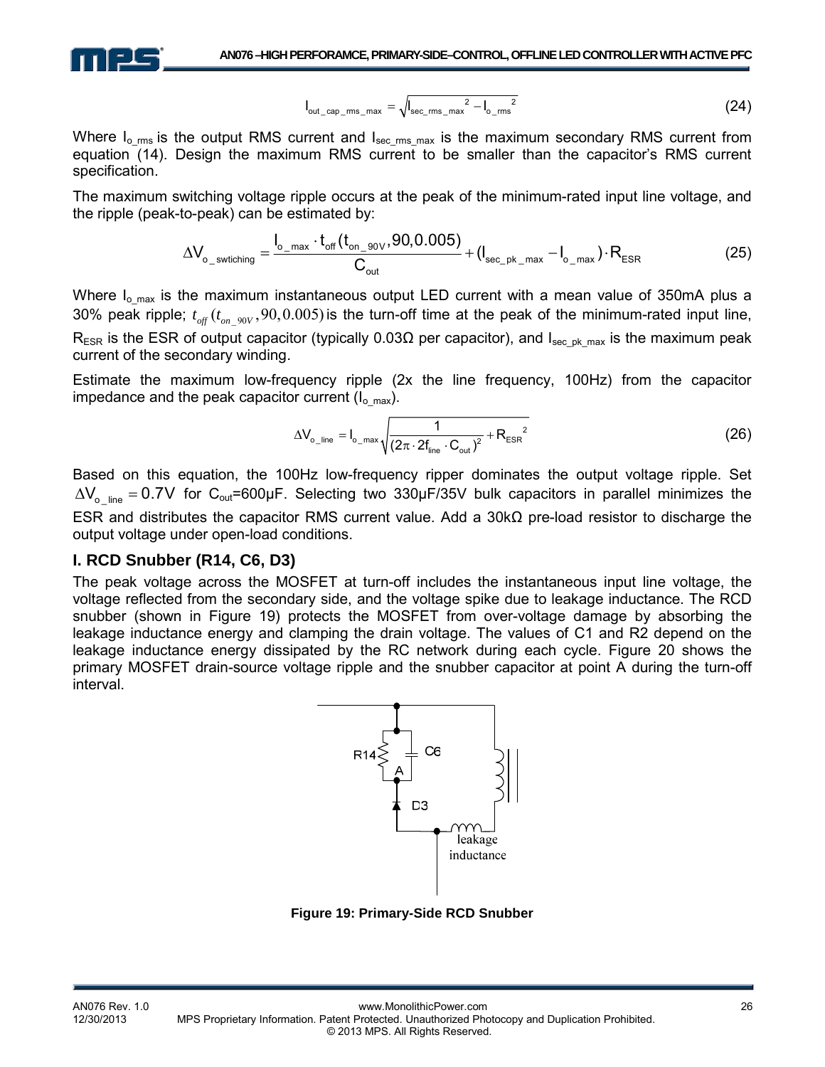$$I_{out\_cap\_rms\_max} = \sqrt{I_{sec\_rms\_max}^2 - I_{o\_rms}^2} \tag{24}$$

Where $I_{o\_rms}$ is the output RMS current and $I_{sec\_rms\_max}$ is the maximum secondary RMS current from equation (14). Design the maximum RMS current to be smaller than the capacitor's RMS current specification.

The maximum switching voltage ripple occurs at the peak of the minimum-rated input line voltage, and the ripple (peak-to-peak) can be estimated by:

$$\Delta V_{o\_swtiching} = \frac{I_{o\_max} \cdot t_{off}(t_{on\_90V}, 90, 0.005)}{C_{out}} + (I_{sec\_pk\_max} - I_{o\_max}) \cdot R_{ESR} \tag{25}$$

Where $I_{o\_max}$ is the maximum instantaneous output LED current with a mean value of 350mA plus a 30% peak ripple; $t_{off}(t_{on\_90V}, 90, 0.005)$ is the turn-off time at the peak of the minimum-rated input line, $R_{ESR}$ is the ESR of output capacitor (typically 0.03Ω per capacitor), and $I_{sec\_pk\_max}$ is the maximum peak current of the secondary winding.

Estimate the maximum low-frequency ripple (2x the line frequency, 100Hz) from the capacitor impedance and the peak capacitor current ($I_{o\_max}$).

$$\Delta V_{o\_line} = I_{o\_max} \sqrt{\frac{1}{(2\pi \cdot 2f_{line} \cdot C_{out})^2} + R_{ESR}^2} \tag{26}$$

Based on this equation, the 100Hz low-frequency ripper dominates the output voltage ripple. Set $\Delta V_{o\_line} = 0.7V$ for $C_{out}$=600μF. Selecting two 330μF/35V bulk capacitors in parallel minimizes the ESR and distributes the capacitor RMS current value. Add a 30kΩ pre-load resistor to discharge the output voltage under open-load conditions.

### I. RCD Snubber (R14, C6, D3)

The peak voltage across the MOSFET at turn-off includes the instantaneous input line voltage, the voltage reflected from the secondary side, and the voltage spike due to leakage inductance. The RCD snubber (shown in Figure 19) protects the MOSFET from over-voltage damage by absorbing the leakage inductance energy and clamping the drain voltage. The values of C1 and R2 depend on the leakage inductance energy dissipated by the RC network during each cycle. Figure 20 shows the primary MOSFET drain-source voltage ripple and the snubber capacitor at point A during the turn-off interval.

**Figure 19: Primary-Side RCD Snubber**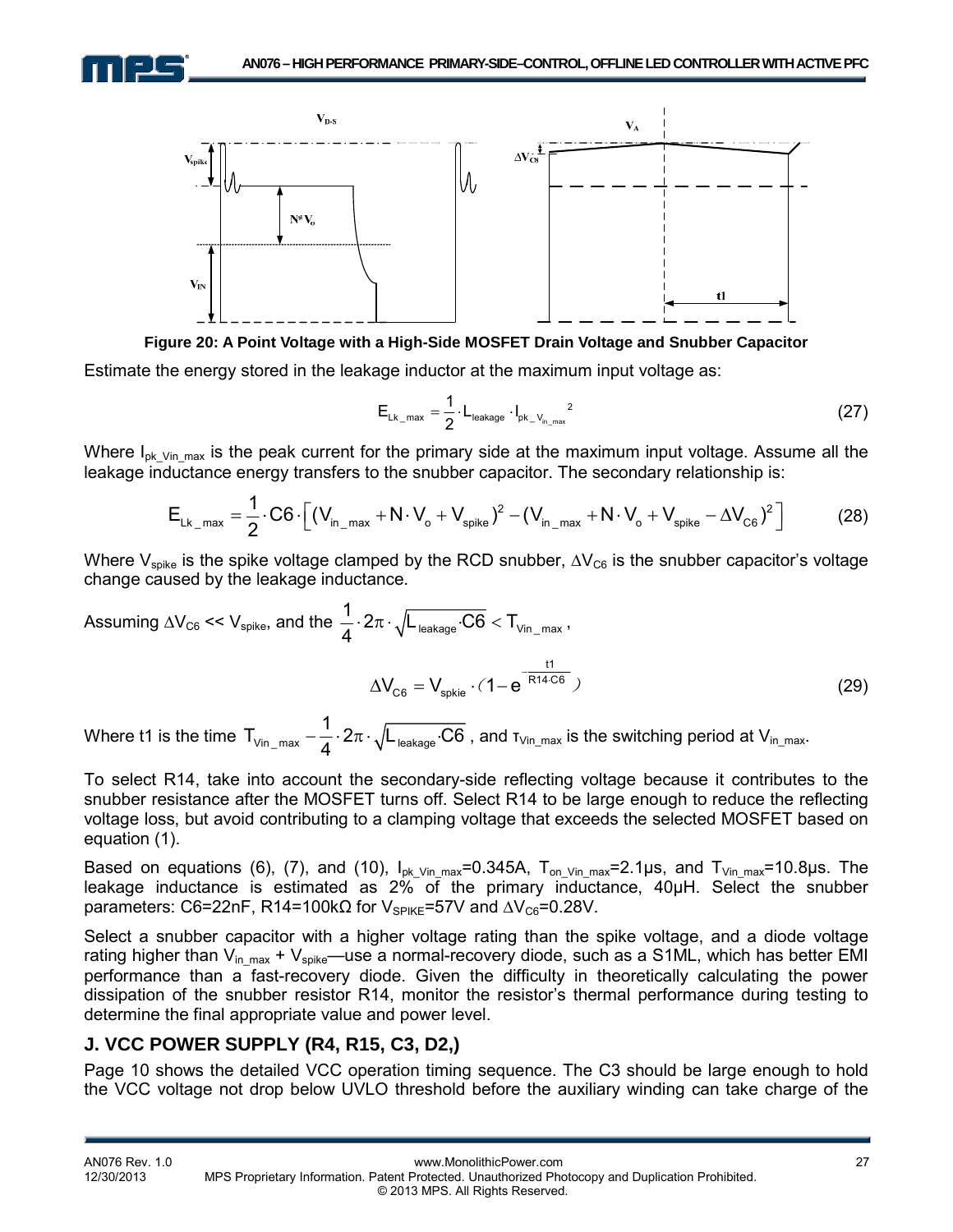**Figure 20: A Point Voltage with a High-Side MOSFET Drain Voltage and Snubber Capacitor**

Estimate the energy stored in the leakage inductor at the maximum input voltage as:

$$E_{Lk\_max} = \frac{1}{2} \cdot L_{leakage} \cdot I_{pk\_V_{in\_max}}{}^{2} \quad (27)$$

Where $I_{pk\_Vin\_max}$ is the peak current for the primary side at the maximum input voltage. Assume all the leakage inductance energy transfers to the snubber capacitor. The secondary relationship is:

$$E_{Lk\_max} = \frac{1}{2} \cdot C6 \cdot \left[ (V_{in\_max} + N \cdot V_o + V_{spike})^2 - (V_{in\_max} + N \cdot V_o + V_{spike} - \Delta V_{C6})^2 \right] \quad (28)$$

Where $V_{spike}$ is the spike voltage clamped by the RCD snubber, $\Delta V_{C6}$ is the snubber capacitor's voltage change caused by the leakage inductance.

Assuming $\Delta V_{C6} << V_{spike}$, and the $\frac{1}{4} \cdot 2\pi \cdot \sqrt{L_{leakage} \cdot C6} < T_{Vin\_max}$,

$$\Delta V_{C6} = V_{spkie} \cdot (1 - e^{-\frac{t1}{R14 \cdot C6}}) \quad (29)$$

Where t1 is the time $T_{Vin\_max} - \frac{1}{4} \cdot 2\pi \cdot \sqrt{L_{leakage} \cdot C6}$, and $\tau_{Vin\_max}$ is the switching period at $V_{in\_max}$.

To select R14, take into account the secondary-side reflecting voltage because it contributes to the snubber resistance after the MOSFET turns off. Select R14 to be large enough to reduce the reflecting voltage loss, but avoid contributing to a clamping voltage that exceeds the selected MOSFET based on equation (1).

Based on equations (6), (7), and (10), $I_{pk\_Vin\_max}$=0.345A, $T_{on\_Vin\_max}$=2.1μs, and $T_{Vin\_max}$=10.8μs. The leakage inductance is estimated as 2% of the primary inductance, 40μH. Select the snubber parameters: C6=22nF, R14=100kΩ for $V_{SPIKE}$=57V and $\Delta V_{C6}$=0.28V.

Select a snubber capacitor with a higher voltage rating than the spike voltage, and a diode voltage rating higher than $V_{in\_max}$ + $V_{spike}$—use a normal-recovery diode, such as a S1ML, which has better EMI performance than a fast-recovery diode. Given the difficulty in theoretically calculating the power dissipation of the snubber resistor R14, monitor the resistor's thermal performance during testing to determine the final appropriate value and power level.

## J. VCC POWER SUPPLY (R4, R15, C3, D2,)

Page 10 shows the detailed VCC operation timing sequence. The C3 should be large enough to hold the VCC voltage not drop below UVLO threshold before the auxiliary winding can take charge of the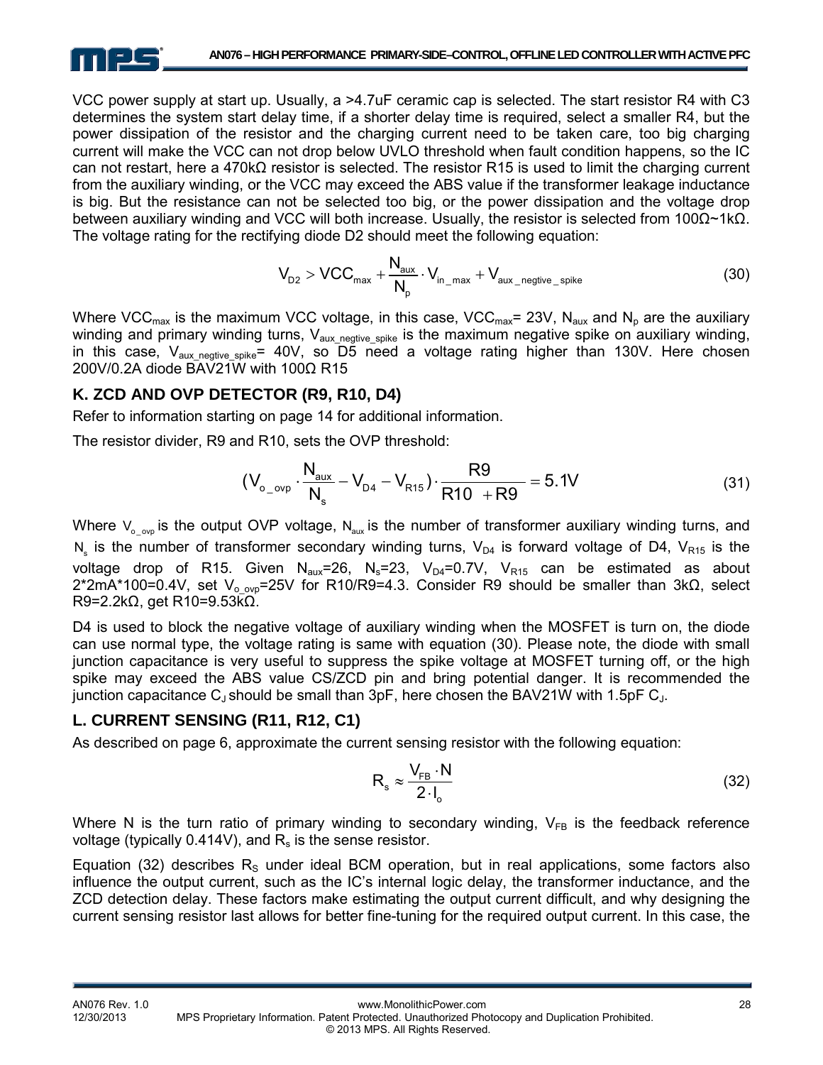VCC power supply at start up. Usually, a >4.7uF ceramic cap is selected. The start resistor R4 with C3 determines the system start delay time, if a shorter delay time is required, select a smaller R4, but the power dissipation of the resistor and the charging current need to be taken care, too big charging current will make the VCC can not drop below UVLO threshold when fault condition happens, so the IC can not restart, here a 470kΩ resistor is selected. The resistor R15 is used to limit the charging current from the auxiliary winding, or the VCC may exceed the ABS value if the transformer leakage inductance is big. But the resistance can not be selected too big, or the power dissipation and the voltage drop between auxiliary winding and VCC will both increase. Usually, the resistor is selected from 100Ω~1kΩ. The voltage rating for the rectifying diode D2 should meet the following equation:

$$V_{D2} > VCC_{max} + \frac{N_{aux}}{N_p} \cdot V_{in\_max} + V_{aux\_negtive\_spike} \tag{30}$$

Where $VCC_{max}$ is the maximum VCC voltage, in this case, $VCC_{max}$= 23V, $N_{aux}$ and $N_p$ are the auxiliary winding and primary winding turns, $V_{aux\_negtive\_spike}$ is the maximum negative spike on auxiliary winding, in this case, $V_{aux\_negtive\_spike}$= 40V, so D5 need a voltage rating higher than 130V. Here chosen 200V/0.2A diode BAV21W with 100Ω R15

## K. ZCD AND OVP DETECTOR (R9, R10, D4)

Refer to information starting on page 14 for additional information.

The resistor divider, R9 and R10, sets the OVP threshold:

$$(V_{o\_ovp} \cdot \frac{N_{aux}}{N_s} - V_{D4} - V_{R15}) \cdot \frac{R9}{R10 + R9} = 5.1V \tag{31}$$

Where $V_{o\_ovp}$ is the output OVP voltage, $N_{aux}$ is the number of transformer auxiliary winding turns, and $N_s$ is the number of transformer secondary winding turns, $V_{D4}$ is forward voltage of D4, $V_{R15}$ is the voltage drop of R15. Given $N_{aux}$=26, $N_s$=23, $V_{D4}$=0.7V, $V_{R15}$ can be estimated as about 2*2mA*100=0.4V, set $V_{o\_ovp}$=25V for R10/R9=4.3. Consider R9 should be smaller than 3kΩ, select R9=2.2kΩ, get R10=9.53kΩ.

D4 is used to block the negative voltage of auxiliary winding when the MOSFET is turn on, the diode can use normal type, the voltage rating is same with equation (30). Please note, the diode with small junction capacitance is very useful to suppress the spike voltage at MOSFET turning off, or the high spike may exceed the ABS value CS/ZCD pin and bring potential danger. It is recommended the junction capacitance $C_J$ should be small than 3pF, here chosen the BAV21W with 1.5pF $C_J$.

## L. CURRENT SENSING (R11, R12, C1)

As described on page 6, approximate the current sensing resistor with the following equation:

$$R_s \approx \frac{V_{FB} \cdot N}{2 \cdot I_o} \tag{32}$$

Where N is the turn ratio of primary winding to secondary winding, $V_{FB}$ is the feedback reference voltage (typically 0.414V), and $R_s$ is the sense resistor.

Equation (32) describes $R_S$ under ideal BCM operation, but in real applications, some factors also influence the output current, such as the IC's internal logic delay, the transformer inductance, and the ZCD detection delay. These factors make estimating the output current difficult, and why designing the current sensing resistor last allows for better fine-tuning for the required output current. In this case, the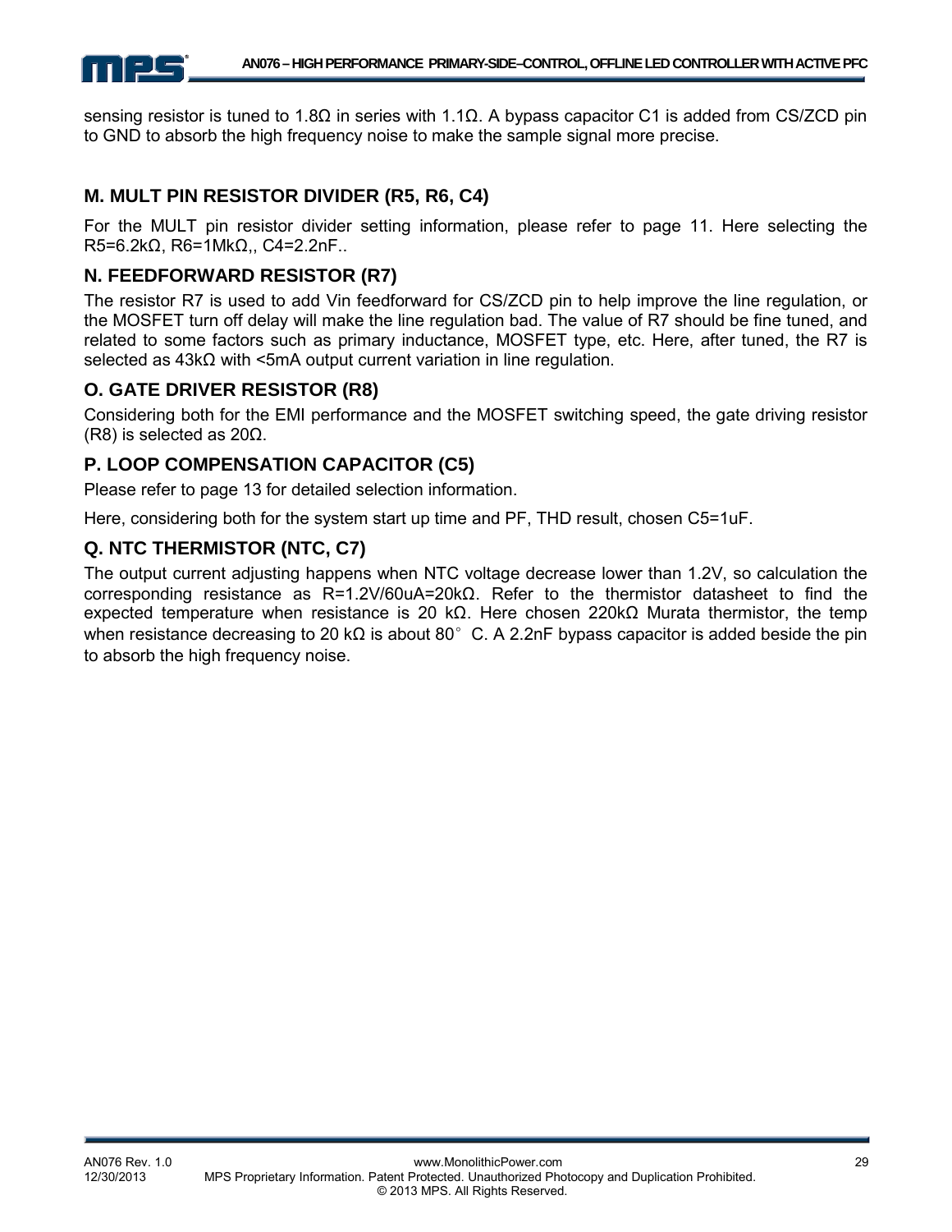sensing resistor is tuned to 1.8Ω in series with 1.1Ω. A bypass capacitor C1 is added from CS/ZCD pin to GND to absorb the high frequency noise to make the sample signal more precise.

## M. MULT PIN RESISTOR DIVIDER (R5, R6, C4)

For the MULT pin resistor divider setting information, please refer to page 11. Here selecting the R5=6.2kΩ, R6=1MkΩ,, C4=2.2nF..

## N. FEEDFORWARD RESISTOR (R7)

The resistor R7 is used to add Vin feedforward for CS/ZCD pin to help improve the line regulation, or the MOSFET turn off delay will make the line regulation bad. The value of R7 should be fine tuned, and related to some factors such as primary inductance, MOSFET type, etc. Here, after tuned, the R7 is selected as 43kΩ with <5mA output current variation in line regulation.

## O. GATE DRIVER RESISTOR (R8)

Considering both for the EMI performance and the MOSFET switching speed, the gate driving resistor (R8) is selected as 20Ω.

## P. LOOP COMPENSATION CAPACITOR (C5)

Please refer to page 13 for detailed selection information.

Here, considering both for the system start up time and PF, THD result, chosen C5=1uF.

## Q. NTC THERMISTOR (NTC, C7)

The output current adjusting happens when NTC voltage decrease lower than 1.2V, so calculation the corresponding resistance as R=1.2V/60uA=20kΩ. Refer to the thermistor datasheet to find the expected temperature when resistance is 20 kΩ. Here chosen 220kΩ Murata thermistor, the temp when resistance decreasing to 20 kΩ is about 80° C. A 2.2nF bypass capacitor is added beside the pin to absorb the high frequency noise.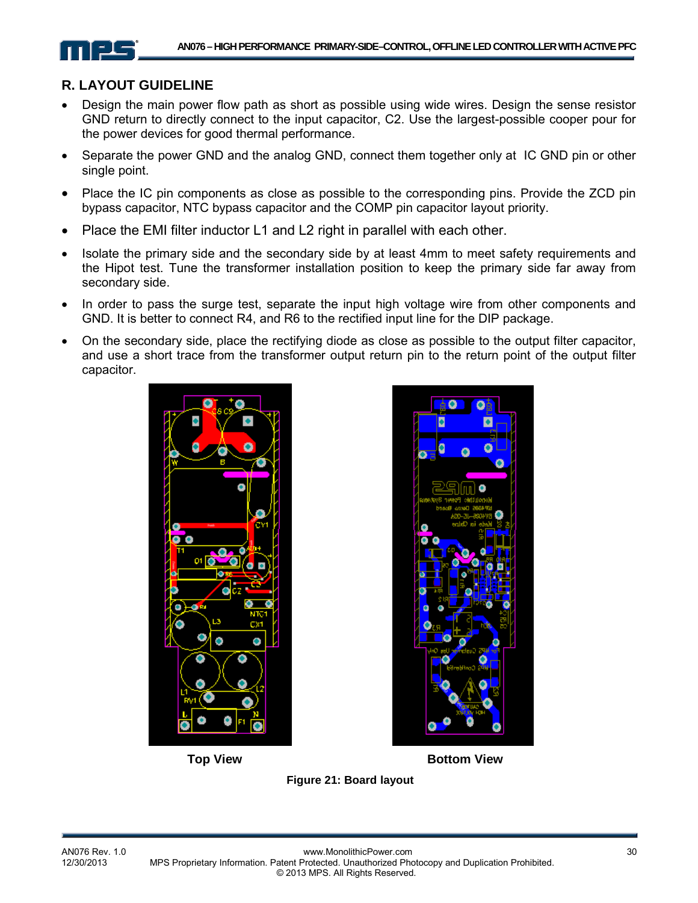## R. LAYOUT GUIDELINE

- Design the main power flow path as short as possible using wide wires. Design the sense resistor GND return to directly connect to the input capacitor, C2. Use the largest-possible cooper pour for the power devices for good thermal performance.
- Separate the power GND and the analog GND, connect them together only at IC GND pin or other single point.
- Place the IC pin components as close as possible to the corresponding pins. Provide the ZCD pin bypass capacitor, NTC bypass capacitor and the COMP pin capacitor layout priority.
- Place the EMI filter inductor L1 and L2 right in parallel with each other.
- Isolate the primary side and the secondary side by at least 4mm to meet safety requirements and the Hipot test. Tune the transformer installation position to keep the primary side far away from secondary side.
- In order to pass the surge test, separate the input high voltage wire from other components and GND. It is better to connect R4, and R6 to the rectified input line for the DIP package.
- On the secondary side, place the rectifying diode as close as possible to the output filter capacitor, and use a short trace from the transformer output return pin to the return point of the output filter capacitor.

**Top View** **Bottom View**

**Figure 21: Board layout**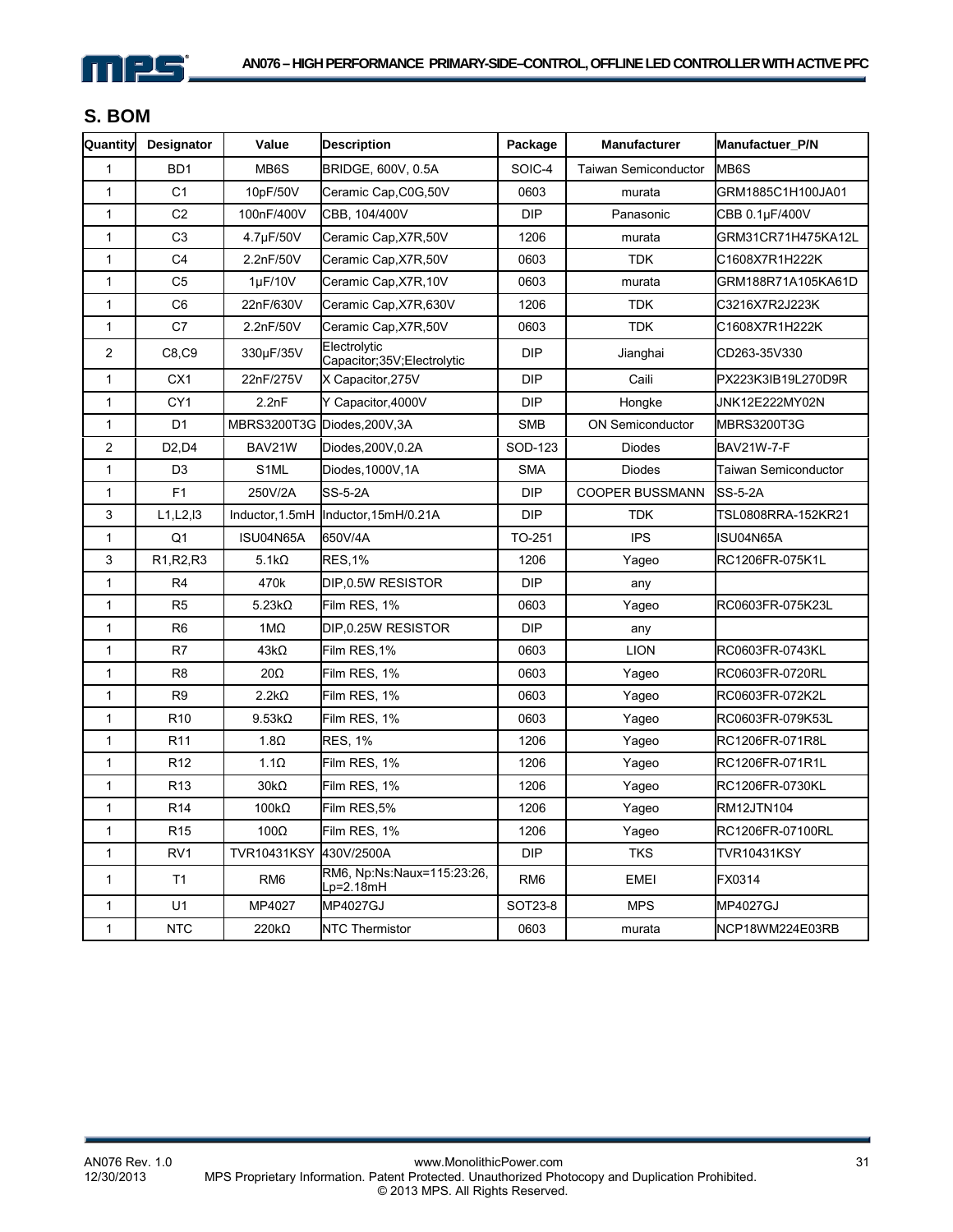## S. BOM

| Quantity | Designator | Value | Description | Package | Manufacturer | Manufactuer_P/N |
|---|---|---|---|---|---|---|
| 1 | BD1 | MB6S | BRIDGE, 600V, 0.5A | SOIC-4 | Taiwan Semiconductor | MB6S |
| 1 | C1 | 10pF/50V | Ceramic Cap,C0G,50V | 0603 | murata | GRM1885C1H100JA01 |
| 1 | C2 | 100nF/400V | CBB, 104/400V | DIP | Panasonic | CBB 0.1μF/400V |
| 1 | C3 | 4.7μF/50V | Ceramic Cap,X7R,50V | 1206 | murata | GRM31CR71H475KA12L |
| 1 | C4 | 2.2nF/50V | Ceramic Cap,X7R,50V | 0603 | TDK | C1608X7R1H222K |
| 1 | C5 | 1μF/10V | Ceramic Cap,X7R,10V | 0603 | murata | GRM188R71A105KA61D |
| 1 | C6 | 22nF/630V | Ceramic Cap,X7R,630V | 1206 | TDK | C3216X7R2J223K |
| 1 | C7 | 2.2nF/50V | Ceramic Cap,X7R,50V | 0603 | TDK | C1608X7R1H222K |
| 2 | C8,C9 | 330μF/35V | Electrolytic Capacitor;35V;Electrolytic | DIP | Jianghai | CD263-35V330 |
| 1 | CX1 | 22nF/275V | X Capacitor,275V | DIP | Caili | PX223K3IB19L270D9R |
| 1 | CY1 | 2.2nF | Y Capacitor,4000V | DIP | Hongke | JNK12E222MY02N |
| 1 | D1 | MBRS3200T3G | Diodes,200V,3A | SMB | ON Semiconductor | MBRS3200T3G |
| 2 | D2,D4 | BAV21W | Diodes,200V,0.2A | SOD-123 | Diodes | BAV21W-7-F |
| 1 | D3 | S1ML | Diodes,1000V,1A | SMA | Diodes | Taiwan Semiconductor |
| 1 | F1 | 250V/2A | SS-5-2A | DIP | COOPER BUSSMANN | SS-5-2A |
| 3 | L1,L2,l3 | Inductor,1.5mH | Inductor,15mH/0.21A | DIP | TDK | TSL0808RRA-152KR21 |
| 1 | Q1 | ISU04N65A | 650V/4A | TO-251 | IPS | ISU04N65A |
| 3 | R1,R2,R3 | 5.1kΩ | RES,1% | 1206 | Yageo | RC1206FR-075K1L |
| 1 | R4 | 470k | DIP,0.5W RESISTOR | DIP | any | |
| 1 | R5 | 5.23kΩ | Film RES, 1% | 0603 | Yageo | RC0603FR-075K23L |
| 1 | R6 | 1MΩ | DIP,0.25W RESISTOR | DIP | any | |
| 1 | R7 | 43kΩ | Film RES,1% | 0603 | LION | RC0603FR-0743KL |
| 1 | R8 | 20Ω | Film RES, 1% | 0603 | Yageo | RC0603FR-0720RL |
| 1 | R9 | 2.2kΩ | Film RES, 1% | 0603 | Yageo | RC0603FR-072K2L |
| 1 | R10 | 9.53kΩ | Film RES, 1% | 0603 | Yageo | RC0603FR-079K53L |
| 1 | R11 | 1.8Ω | RES, 1% | 1206 | Yageo | RC1206FR-071R8L |
| 1 | R12 | 1.1Ω | Film RES, 1% | 1206 | Yageo | RC1206FR-071R1L |
| 1 | R13 | 30kΩ | Film RES, 1% | 1206 | Yageo | RC1206FR-0730KL |
| 1 | R14 | 100kΩ | Film RES,5% | 1206 | Yageo | RM12JTN104 |
| 1 | R15 | 100Ω | Film RES, 1% | 1206 | Yageo | RC1206FR-07100RL |
| 1 | RV1 | TVR10431KSY | 430V/2500A | DIP | TKS | TVR10431KSY |
| 1 | T1 | RM6 | RM6, Np:Ns:Naux=115:23:26, Lp=2.18mH | RM6 | EMEI | FX0314 |
| 1 | U1 | MP4027 | MP4027GJ | SOT23-8 | MPS | MP4027GJ |
| 1 | NTC | 220kΩ | NTC Thermistor | 0603 | murata | NCP18WM224E03RB |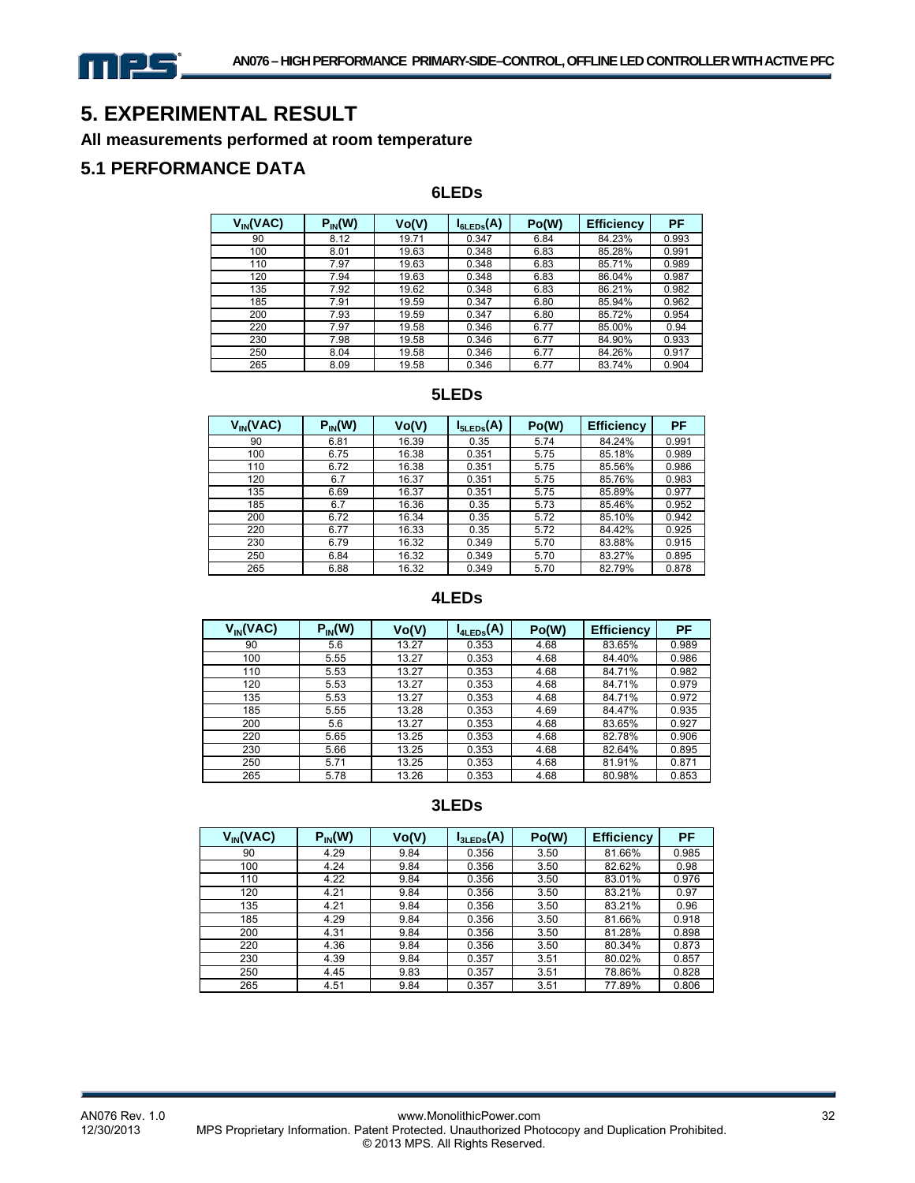# 5. EXPERIMENTAL RESULT

**All measurements performed at room temperature**

## 5.1 PERFORMANCE DATA

### 6LEDs

| $V_{IN}$(VAC) | $P_{IN}$(W) | Vo(V) | $I_{6LEDs}$(A) | Po(W) | Efficiency | PF |
|---|---|---|---|---|---|---|
| 90 | 8.12 | 19.71 | 0.347 | 6.84 | 84.23% | 0.993 |
| 100 | 8.01 | 19.63 | 0.348 | 6.83 | 85.28% | 0.991 |
| 110 | 7.97 | 19.63 | 0.348 | 6.83 | 85.71% | 0.989 |
| 120 | 7.94 | 19.63 | 0.348 | 6.83 | 86.04% | 0.987 |
| 135 | 7.92 | 19.62 | 0.348 | 6.83 | 86.21% | 0.982 |
| 185 | 7.91 | 19.59 | 0.347 | 6.80 | 85.94% | 0.962 |
| 200 | 7.93 | 19.59 | 0.347 | 6.80 | 85.72% | 0.954 |
| 220 | 7.97 | 19.58 | 0.346 | 6.77 | 85.00% | 0.94 |
| 230 | 7.98 | 19.58 | 0.346 | 6.77 | 84.90% | 0.933 |
| 250 | 8.04 | 19.58 | 0.346 | 6.77 | 84.26% | 0.917 |
| 265 | 8.09 | 19.58 | 0.346 | 6.77 | 83.74% | 0.904 |

### 5LEDs

| $V_{IN}$(VAC) | $P_{IN}$(W) | Vo(V) | $I_{5LEDs}$(A) | Po(W) | Efficiency | PF |
|---|---|---|---|---|---|---|
| 90 | 6.81 | 16.39 | 0.35 | 5.74 | 84.24% | 0.991 |
| 100 | 6.75 | 16.38 | 0.351 | 5.75 | 85.18% | 0.989 |
| 110 | 6.72 | 16.38 | 0.351 | 5.75 | 85.56% | 0.986 |
| 120 | 6.7 | 16.37 | 0.351 | 5.75 | 85.76% | 0.983 |
| 135 | 6.69 | 16.37 | 0.351 | 5.75 | 85.89% | 0.977 |
| 185 | 6.7 | 16.36 | 0.35 | 5.73 | 85.46% | 0.952 |
| 200 | 6.72 | 16.34 | 0.35 | 5.72 | 85.10% | 0.942 |
| 220 | 6.77 | 16.33 | 0.35 | 5.72 | 84.42% | 0.925 |
| 230 | 6.79 | 16.32 | 0.349 | 5.70 | 83.88% | 0.915 |
| 250 | 6.84 | 16.32 | 0.349 | 5.70 | 83.27% | 0.895 |
| 265 | 6.88 | 16.32 | 0.349 | 5.70 | 82.79% | 0.878 |

### 4LEDs

| $V_{IN}$(VAC) | $P_{IN}$(W) | Vo(V) | $I_{4LEDs}$(A) | Po(W) | Efficiency | PF |
|---|---|---|---|---|---|---|
| 90 | 5.6 | 13.27 | 0.353 | 4.68 | 83.65% | 0.989 |
| 100 | 5.55 | 13.27 | 0.353 | 4.68 | 84.40% | 0.986 |
| 110 | 5.53 | 13.27 | 0.353 | 4.68 | 84.71% | 0.982 |
| 120 | 5.53 | 13.27 | 0.353 | 4.68 | 84.71% | 0.979 |
| 135 | 5.53 | 13.27 | 0.353 | 4.68 | 84.71% | 0.972 |
| 185 | 5.55 | 13.28 | 0.353 | 4.69 | 84.47% | 0.935 |
| 200 | 5.6 | 13.27 | 0.353 | 4.68 | 83.65% | 0.927 |
| 220 | 5.65 | 13.25 | 0.353 | 4.68 | 82.78% | 0.906 |
| 230 | 5.66 | 13.25 | 0.353 | 4.68 | 82.64% | 0.895 |
| 250 | 5.71 | 13.25 | 0.353 | 4.68 | 81.91% | 0.871 |
| 265 | 5.78 | 13.26 | 0.353 | 4.68 | 80.98% | 0.853 |

### 3LEDs

| $V_{IN}$(VAC) | $P_{IN}$(W) | Vo(V) | $I_{3LEDs}$(A) | Po(W) | Efficiency | PF |
|---|---|---|---|---|---|---|
| 90 | 4.29 | 9.84 | 0.356 | 3.50 | 81.66% | 0.985 |
| 100 | 4.24 | 9.84 | 0.356 | 3.50 | 82.62% | 0.98 |
| 110 | 4.22 | 9.84 | 0.356 | 3.50 | 83.01% | 0.976 |
| 120 | 4.21 | 9.84 | 0.356 | 3.50 | 83.21% | 0.97 |
| 135 | 4.21 | 9.84 | 0.356 | 3.50 | 83.21% | 0.96 |
| 185 | 4.29 | 9.84 | 0.356 | 3.50 | 81.66% | 0.918 |
| 200 | 4.31 | 9.84 | 0.356 | 3.50 | 81.28% | 0.898 |
| 220 | 4.36 | 9.84 | 0.356 | 3.50 | 80.34% | 0.873 |
| 230 | 4.39 | 9.84 | 0.357 | 3.51 | 80.02% | 0.857 |
| 250 | 4.45 | 9.83 | 0.357 | 3.51 | 78.86% | 0.828 |
| 265 | 4.51 | 9.84 | 0.357 | 3.51 | 77.89% | 0.806 |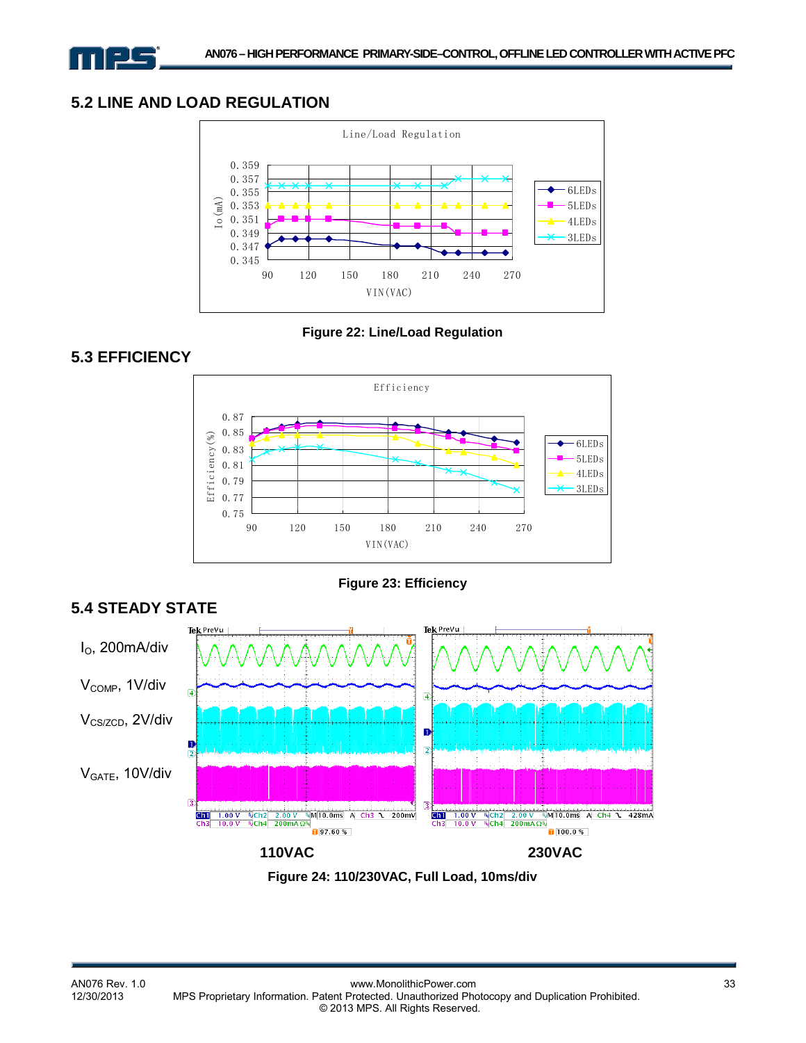## 5.2 LINE AND LOAD REGULATION

**Figure 22: Line/Load Regulation**

## 5.3 EFFICIENCY

**Figure 23: Efficiency**

## 5.4 STEADY STATE

$I_O$, 200mA/div

$V_{COMP}$, 1V/div

$V_{CS/ZCD}$, 2V/div

$V_{GATE}$, 10V/div

**110VAC** **230VAC**

**Figure 24: 110/230VAC, Full Load, 10ms/div**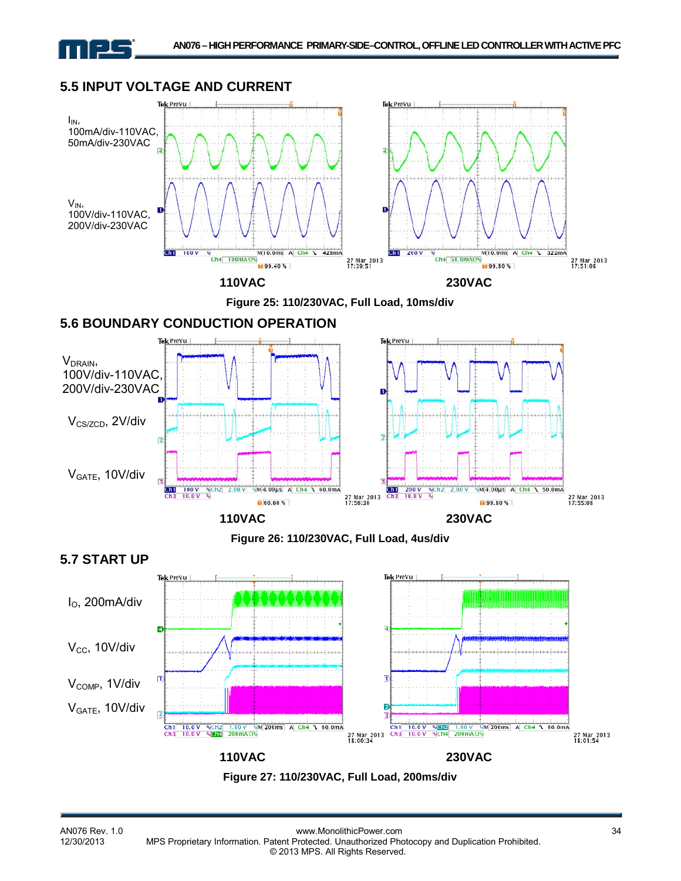## 5.5 INPUT VOLTAGE AND CURRENT

$I_{IN}$, 100mA/div-110VAC, 50mA/div-230VAC

$V_{IN}$, 100V/div-110VAC, 200V/div-230VAC

110VAC 230VAC

**Figure 25: 110/230VAC, Full Load, 10ms/div**

## 5.6 BOUNDARY CONDUCTION OPERATION

$V_{DRAIN}$, 100V/div-110VAC, 200V/div-230VAC

$V_{CS/ZCD}$, 2V/div

$V_{GATE}$, 10V/div

110VAC 230VAC

**Figure 26: 110/230VAC, Full Load, 4us/div**

## 5.7 START UP

$I_O$, 200mA/div

$V_{CC}$, 10V/div

$V_{COMP}$, 1V/div

$V_{GATE}$, 10V/div

110VAC 230VAC

**Figure 27: 110/230VAC, Full Load, 200ms/div**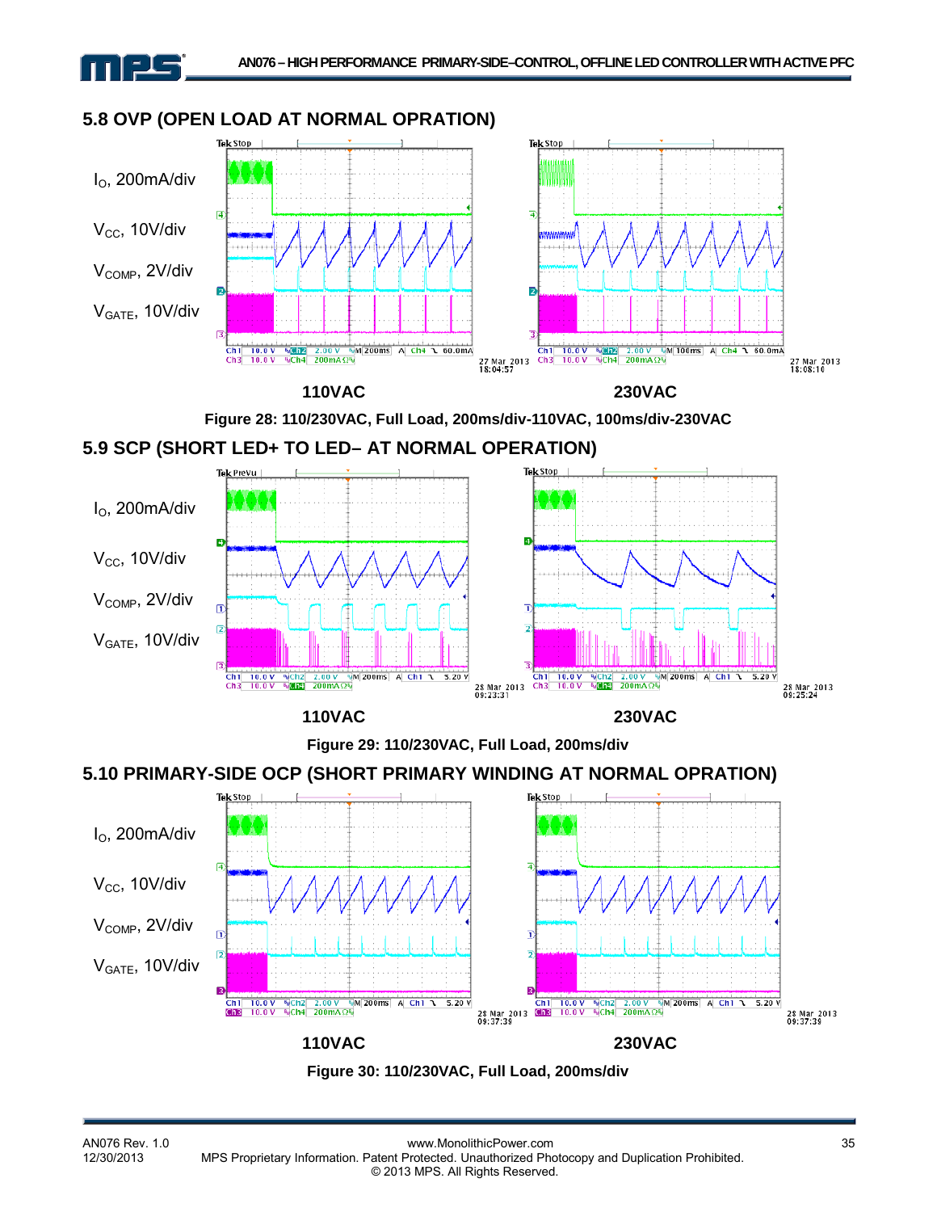## 5.8 OVP (OPEN LOAD AT NORMAL OPRATION)

$I_O$, 200mA/div

$V_{CC}$, 10V/div

$V_{COMP}$, 2V/div

$V_{GATE}$, 10V/div

110VAC

230VAC

**Figure 28: 110/230VAC, Full Load, 200ms/div-110VAC, 100ms/div-230VAC**

## 5.9 SCP (SHORT LED+ TO LED– AT NORMAL OPERATION)

$I_O$, 200mA/div

$V_{CC}$, 10V/div

$V_{COMP}$, 2V/div

$V_{GATE}$, 10V/div

110VAC

230VAC

**Figure 29: 110/230VAC, Full Load, 200ms/div**

## 5.10 PRIMARY-SIDE OCP (SHORT PRIMARY WINDING AT NORMAL OPRATION)

$I_O$, 200mA/div

$V_{CC}$, 10V/div

$V_{COMP}$, 2V/div

$V_{GATE}$, 10V/div

110VAC

230VAC

**Figure 30: 110/230VAC, Full Load, 200ms/div**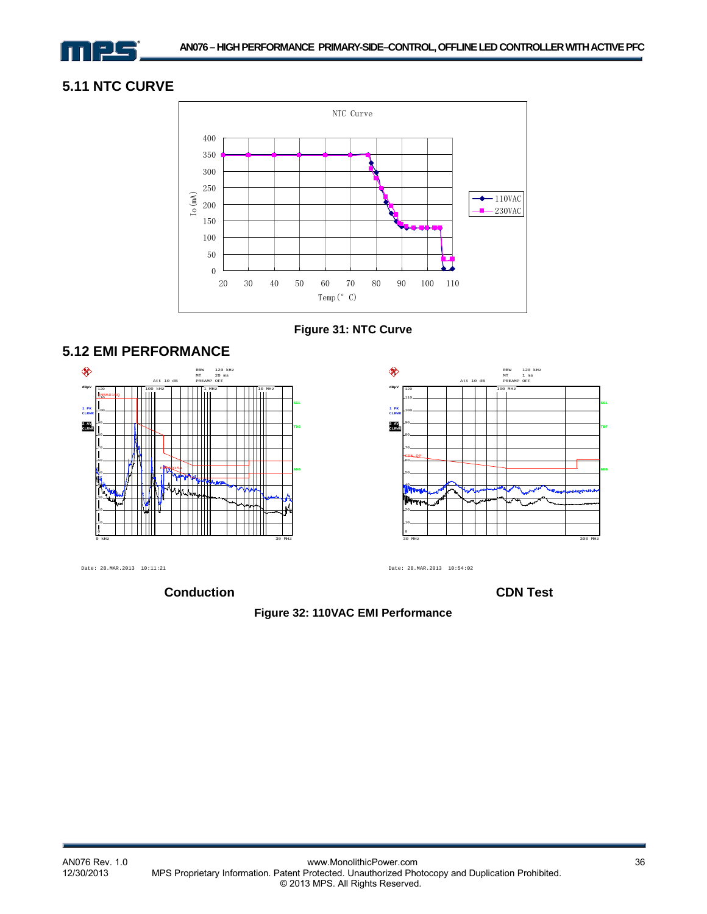## 5.11 NTC CURVE

Figure 31: NTC Curve

## 5.12 EMI PERFORMANCE

Conduction

CDN Test

Figure 32: 110VAC EMI Performance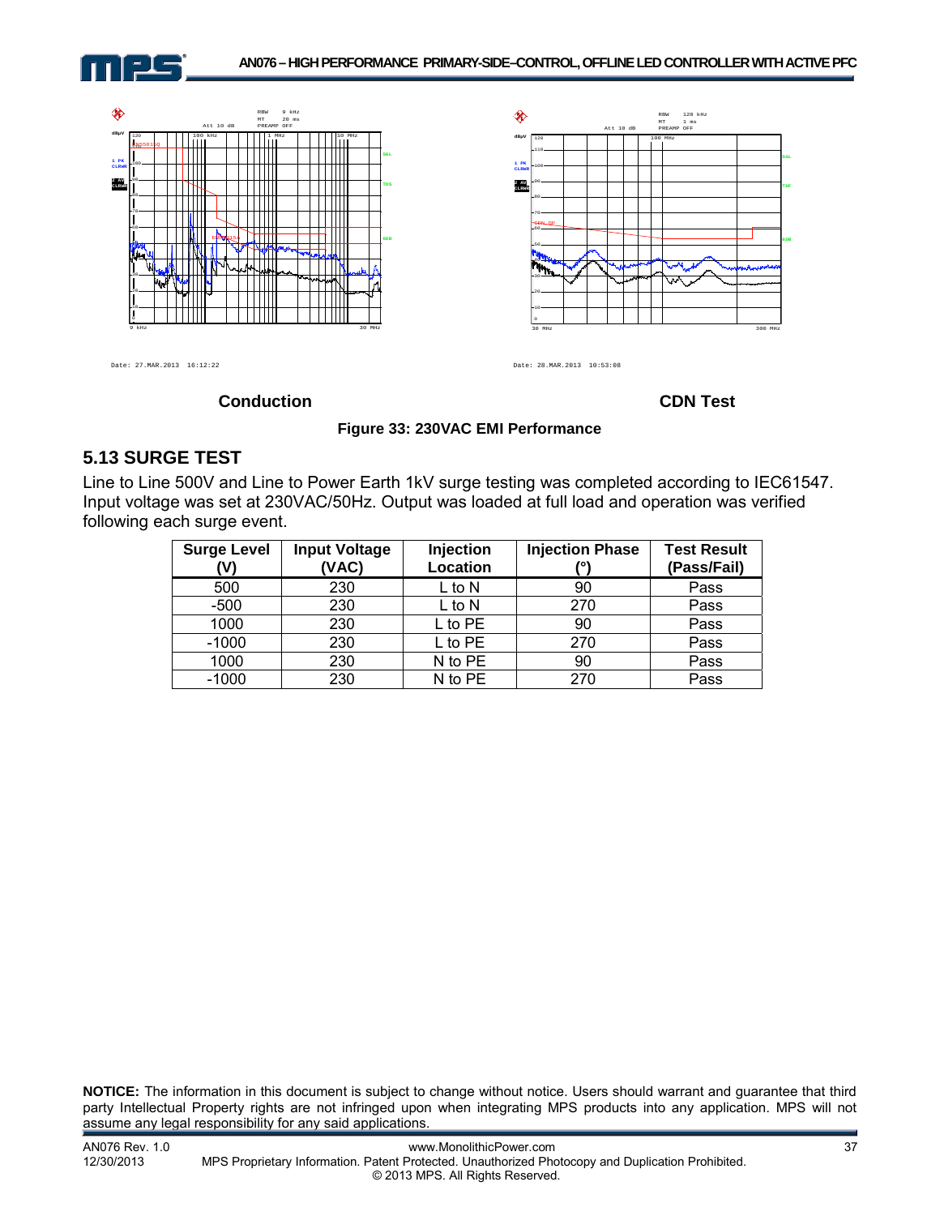RBW 9 kHz
MT 20 ms
Att 10 dB PREAMP OFF

dBµV
120
100 kHz
1 MHz
10 MHz
EN55015Q
1 PK CLRWR
2 AV CLRWR
SGL
TDS
6DB
EN55015A
9 kHz
30 MHz

Date: 27.MAR.2013 16:12:22

RBW 120 kHz
MT 1 ms
Att 10 dB PREAMP OFF

dBµV
120
110
100
90
80
70
60
50
40
30
20
10
0
100 MHz
1 PK CLRWR
2 AV CLRWR
SGL
TDF
6DB
CDN_QP
30 MHz
300 MHz

Date: 28.MAR.2013 10:53:08

**Conduction** **CDN Test**

**Figure 33: 230VAC EMI Performance**

## 5.13 SURGE TEST

Line to Line 500V and Line to Power Earth 1kV surge testing was completed according to IEC61547. Input voltage was set at 230VAC/50Hz. Output was loaded at full load and operation was verified following each surge event.

| Surge Level (V) | Input Voltage (VAC) | Injection Location | Injection Phase (°) | Test Result (Pass/Fail) |
|---|---|---|---|---|
| 500 | 230 | L to N | 90 | Pass |
| -500 | 230 | L to N | 270 | Pass |
| 1000 | 230 | L to PE | 90 | Pass |
| -1000 | 230 | L to PE | 270 | Pass |
| 1000 | 230 | N to PE | 90 | Pass |
| -1000 | 230 | N to PE | 270 | Pass |

**NOTICE:** The information in this document is subject to change without notice. Users should warrant and guarantee that third party Intellectual Property rights are not infringed upon when integrating MPS products into any application. MPS will not assume any legal responsibility for any said applications.